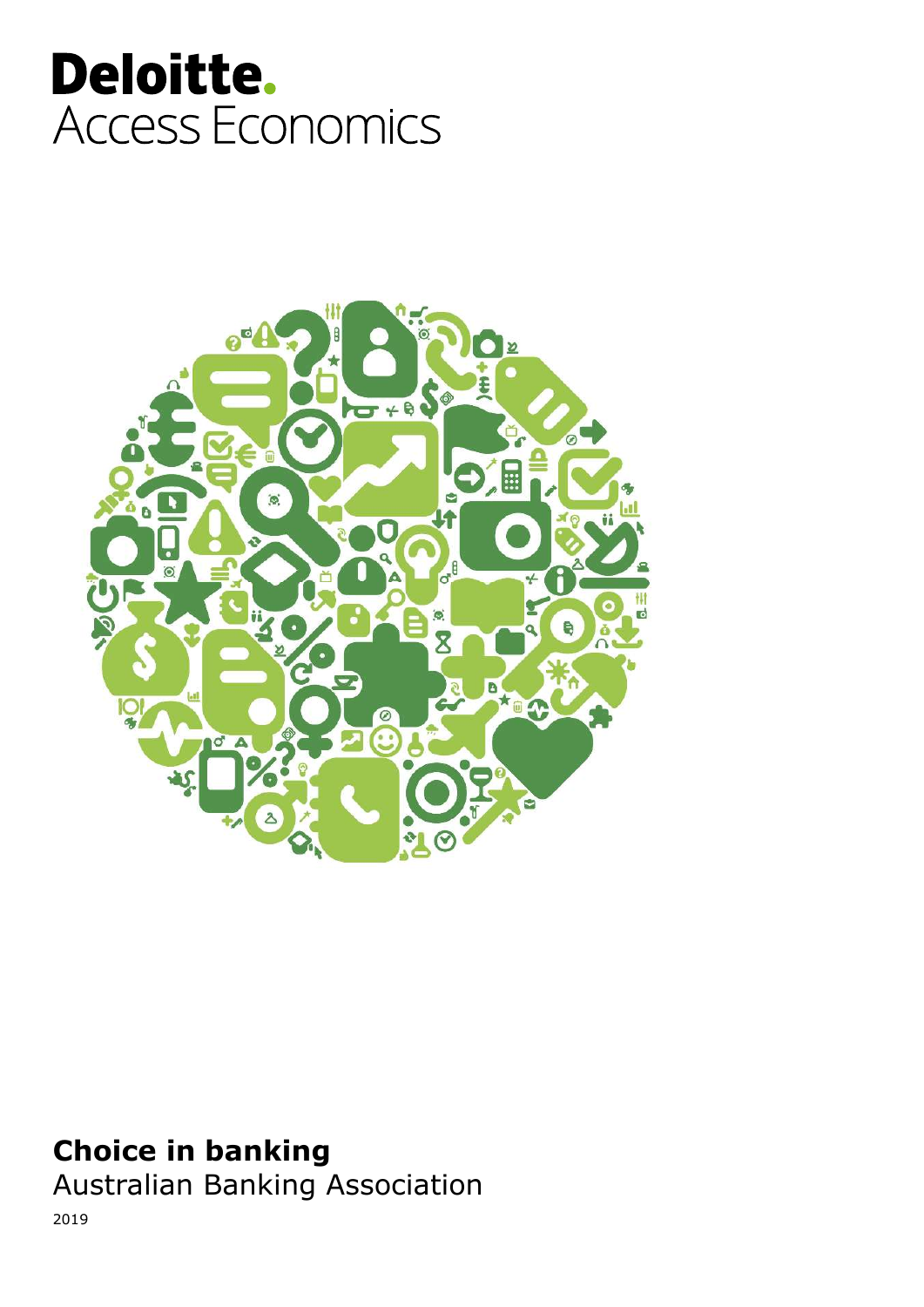Deloitte.
Access Economics

# Choice in banking

Australian Banking Association

2019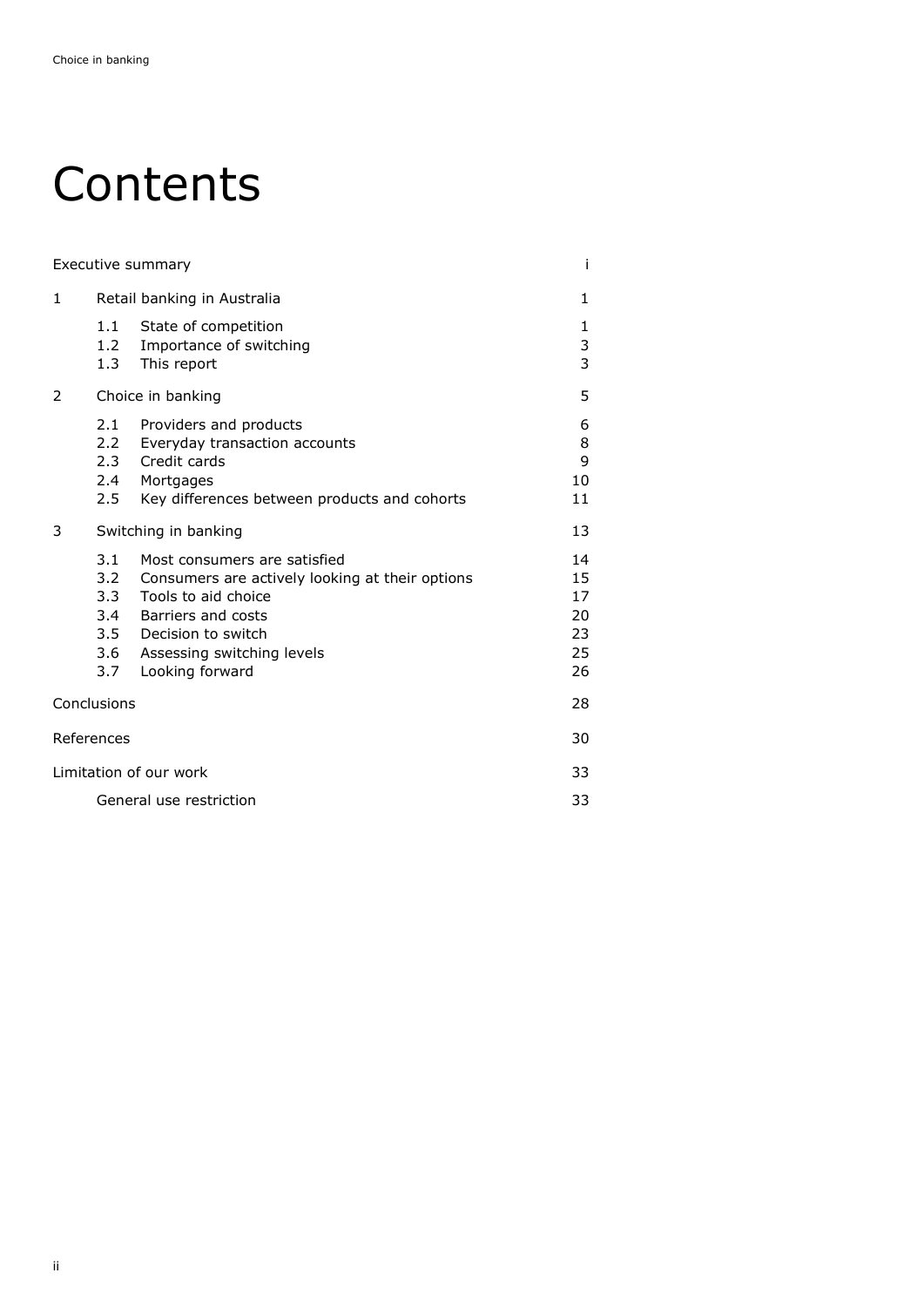# Contents

| | | |
|---|---|---|
| Executive summary | | i |
| 1 | Retail banking in Australia | 1 |
| | 1.1 State of competition | 1 |
| | 1.2 Importance of switching | 3 |
| | 1.3 This report | 3 |
| 2 | Choice in banking | 5 |
| | 2.1 Providers and products | 6 |
| | 2.2 Everyday transaction accounts | 8 |
| | 2.3 Credit cards | 9 |
| | 2.4 Mortgages | 10 |
| | 2.5 Key differences between products and cohorts | 11 |
| 3 | Switching in banking | 13 |
| | 3.1 Most consumers are satisfied | 14 |
| | 3.2 Consumers are actively looking at their options | 15 |
| | 3.3 Tools to aid choice | 17 |
| | 3.4 Barriers and costs | 20 |
| | 3.5 Decision to switch | 23 |
| | 3.6 Assessing switching levels | 25 |
| | 3.7 Looking forward | 26 |
| Conclusions | | 28 |
| References | | 30 |
| Limitation of our work | | 33 |
| | General use restriction | 33 |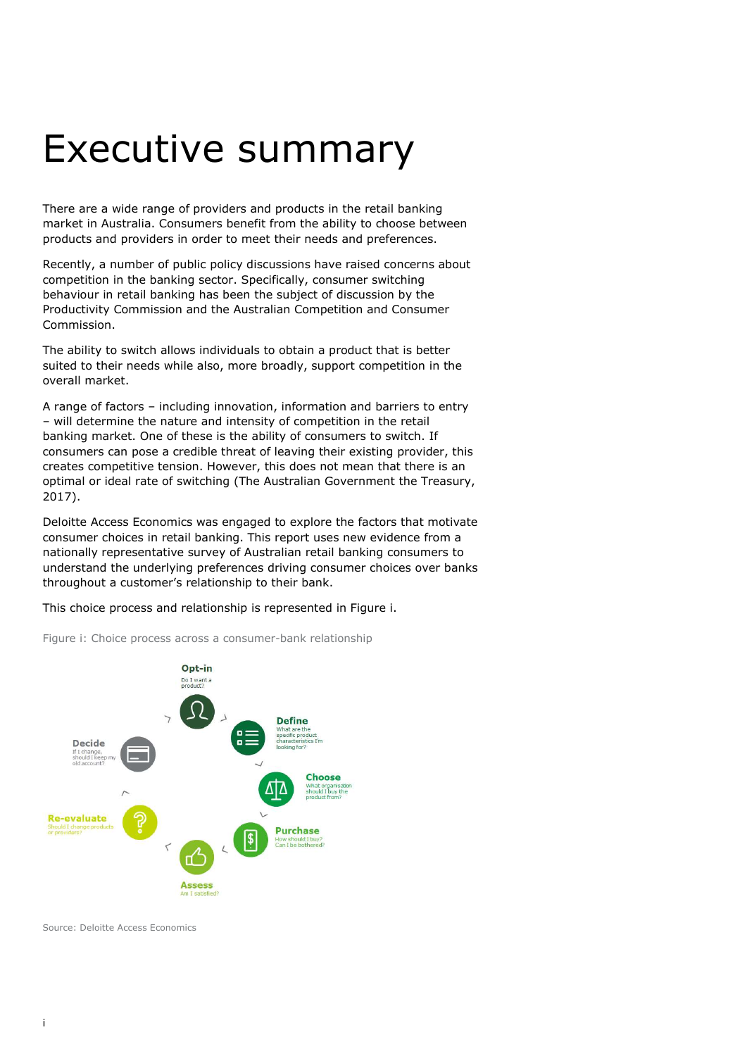# Executive summary

There are a wide range of providers and products in the retail banking market in Australia. Consumers benefit from the ability to choose between products and providers in order to meet their needs and preferences.

Recently, a number of public policy discussions have raised concerns about competition in the banking sector. Specifically, consumer switching behaviour in retail banking has been the subject of discussion by the Productivity Commission and the Australian Competition and Consumer Commission.

The ability to switch allows individuals to obtain a product that is better suited to their needs while also, more broadly, support competition in the overall market.

A range of factors – including innovation, information and barriers to entry – will determine the nature and intensity of competition in the retail banking market. One of these is the ability of consumers to switch. If consumers can pose a credible threat of leaving their existing provider, this creates competitive tension. However, this does not mean that there is an optimal or ideal rate of switching (The Australian Government the Treasury, 2017).

Deloitte Access Economics was engaged to explore the factors that motivate consumer choices in retail banking. This report uses new evidence from a nationally representative survey of Australian retail banking consumers to understand the underlying preferences driving consumer choices over banks throughout a customer's relationship to their bank.

This choice process and relationship is represented in Figure i.

Figure i: Choice process across a consumer-bank relationship

**Opt-in** – Do I want a product?

**Define** – What are the specific product characteristics I'm looking for?

**Choose** – What organisation should I buy the product from?

**Purchase** – How should I buy? Can I be bothered?

**Assess** – Am I satisfied?

**Re-evaluate** – Should I change products or providers?

**Decide** – If I change, should I keep my old account?

Source: Deloitte Access Economics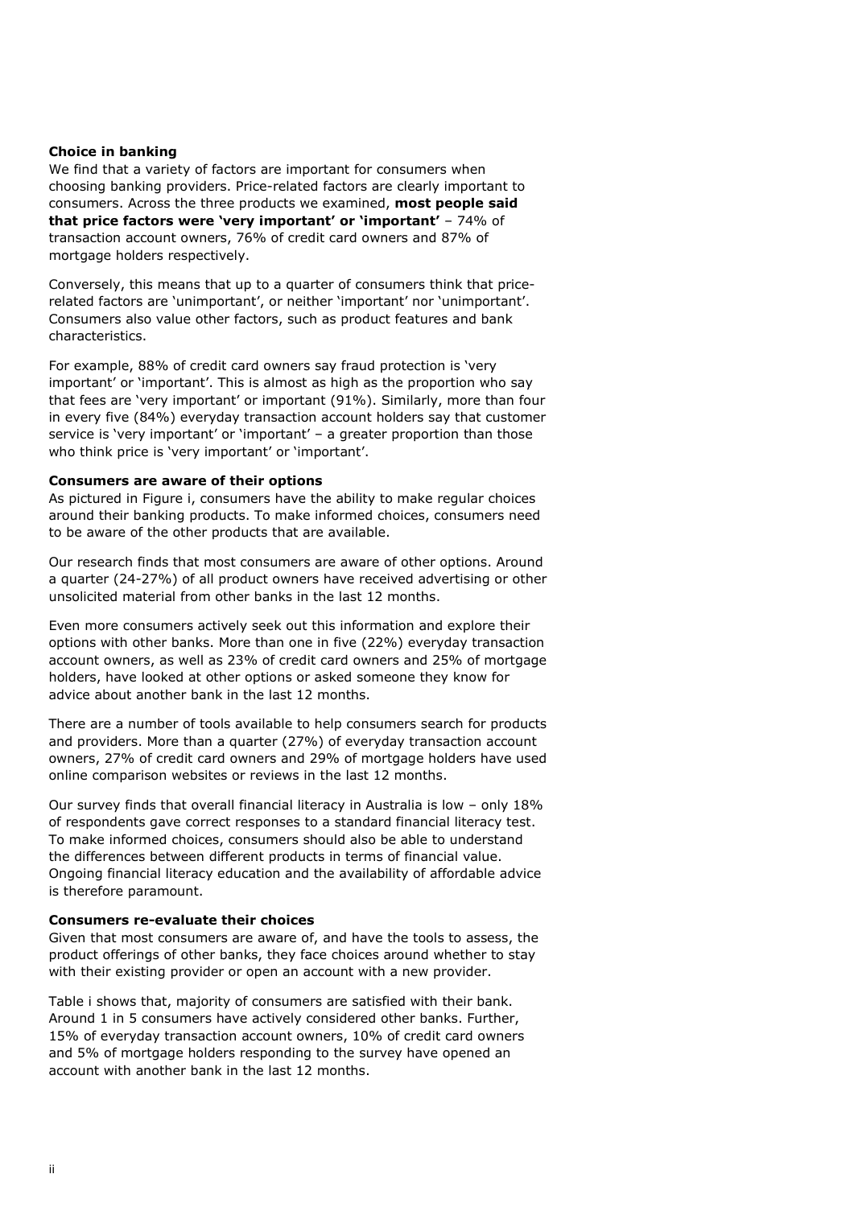**Choice in banking**

We find that a variety of factors are important for consumers when choosing banking providers. Price-related factors are clearly important to consumers. Across the three products we examined, **most people said that price factors were 'very important' or 'important'** – 74% of transaction account owners, 76% of credit card owners and 87% of mortgage holders respectively.

Conversely, this means that up to a quarter of consumers think that price-related factors are 'unimportant', or neither 'important' nor 'unimportant'. Consumers also value other factors, such as product features and bank characteristics.

For example, 88% of credit card owners say fraud protection is 'very important' or 'important'. This is almost as high as the proportion who say that fees are 'very important' or important (91%). Similarly, more than four in every five (84%) everyday transaction account holders say that customer service is 'very important' or 'important' – a greater proportion than those who think price is 'very important' or 'important'.

**Consumers are aware of their options**

As pictured in Figure i, consumers have the ability to make regular choices around their banking products. To make informed choices, consumers need to be aware of the other products that are available.

Our research finds that most consumers are aware of other options. Around a quarter (24-27%) of all product owners have received advertising or other unsolicited material from other banks in the last 12 months.

Even more consumers actively seek out this information and explore their options with other banks. More than one in five (22%) everyday transaction account owners, as well as 23% of credit card owners and 25% of mortgage holders, have looked at other options or asked someone they know for advice about another bank in the last 12 months.

There are a number of tools available to help consumers search for products and providers. More than a quarter (27%) of everyday transaction account owners, 27% of credit card owners and 29% of mortgage holders have used online comparison websites or reviews in the last 12 months.

Our survey finds that overall financial literacy in Australia is low – only 18% of respondents gave correct responses to a standard financial literacy test. To make informed choices, consumers should also be able to understand the differences between different products in terms of financial value. Ongoing financial literacy education and the availability of affordable advice is therefore paramount.

**Consumers re-evaluate their choices**

Given that most consumers are aware of, and have the tools to assess, the product offerings of other banks, they face choices around whether to stay with their existing provider or open an account with a new provider.

Table i shows that, majority of consumers are satisfied with their bank. Around 1 in 5 consumers have actively considered other banks. Further, 15% of everyday transaction account owners, 10% of credit card owners and 5% of mortgage holders responding to the survey have opened an account with another bank in the last 12 months.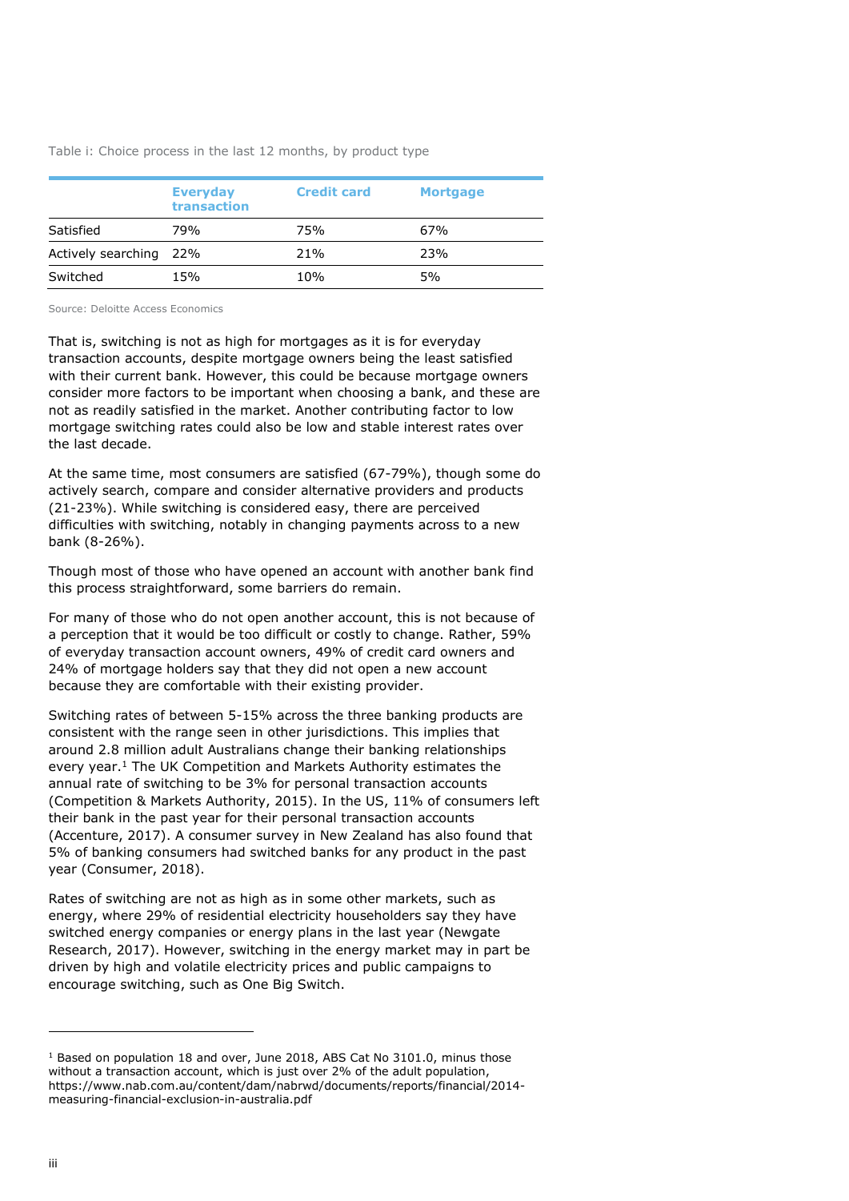Table i: Choice process in the last 12 months, by product type

| | Everyday transaction | Credit card | Mortgage |
|---|---|---|---|
| Satisfied | 79% | 75% | 67% |
| Actively searching | 22% | 21% | 23% |
| Switched | 15% | 10% | 5% |

Source: Deloitte Access Economics

That is, switching is not as high for mortgages as it is for everyday transaction accounts, despite mortgage owners being the least satisfied with their current bank. However, this could be because mortgage owners consider more factors to be important when choosing a bank, and these are not as readily satisfied in the market. Another contributing factor to low mortgage switching rates could also be low and stable interest rates over the last decade.

At the same time, most consumers are satisfied (67-79%), though some do actively search, compare and consider alternative providers and products (21-23%). While switching is considered easy, there are perceived difficulties with switching, notably in changing payments across to a new bank (8-26%).

Though most of those who have opened an account with another bank find this process straightforward, some barriers do remain.

For many of those who do not open another account, this is not because of a perception that it would be too difficult or costly to change. Rather, 59% of everyday transaction account owners, 49% of credit card owners and 24% of mortgage holders say that they did not open a new account because they are comfortable with their existing provider.

Switching rates of between 5-15% across the three banking products are consistent with the range seen in other jurisdictions. This implies that around 2.8 million adult Australians change their banking relationships every year.[1] The UK Competition and Markets Authority estimates the annual rate of switching to be 3% for personal transaction accounts (Competition & Markets Authority, 2015). In the US, 11% of consumers left their bank in the past year for their personal transaction accounts (Accenture, 2017). A consumer survey in New Zealand has also found that 5% of banking consumers had switched banks for any product in the past year (Consumer, 2018).

Rates of switching are not as high as in some other markets, such as energy, where 29% of residential electricity householders say they have switched energy companies or energy plans in the last year (Newgate Research, 2017). However, switching in the energy market may in part be driven by high and volatile electricity prices and public campaigns to encourage switching, such as One Big Switch.

---

[1] Based on population 18 and over, June 2018, ABS Cat No 3101.0, minus those without a transaction account, which is just over 2% of the adult population, https://www.nab.com.au/content/dam/nabrwd/documents/reports/financial/2014-measuring-financial-exclusion-in-australia.pdf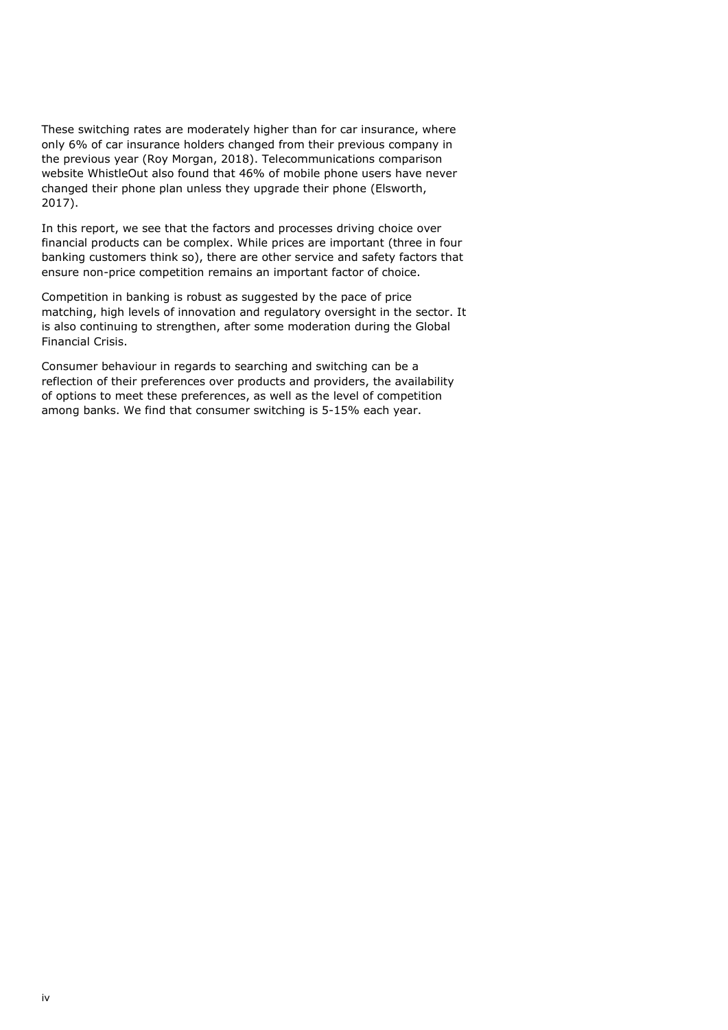These switching rates are moderately higher than for car insurance, where only 6% of car insurance holders changed from their previous company in the previous year (Roy Morgan, 2018). Telecommunications comparison website WhistleOut also found that 46% of mobile phone users have never changed their phone plan unless they upgrade their phone (Elsworth, 2017).

In this report, we see that the factors and processes driving choice over financial products can be complex. While prices are important (three in four banking customers think so), there are other service and safety factors that ensure non-price competition remains an important factor of choice.

Competition in banking is robust as suggested by the pace of price matching, high levels of innovation and regulatory oversight in the sector. It is also continuing to strengthen, after some moderation during the Global Financial Crisis.

Consumer behaviour in regards to searching and switching can be a reflection of their preferences over products and providers, the availability of options to meet these preferences, as well as the level of competition among banks. We find that consumer switching is 5-15% each year.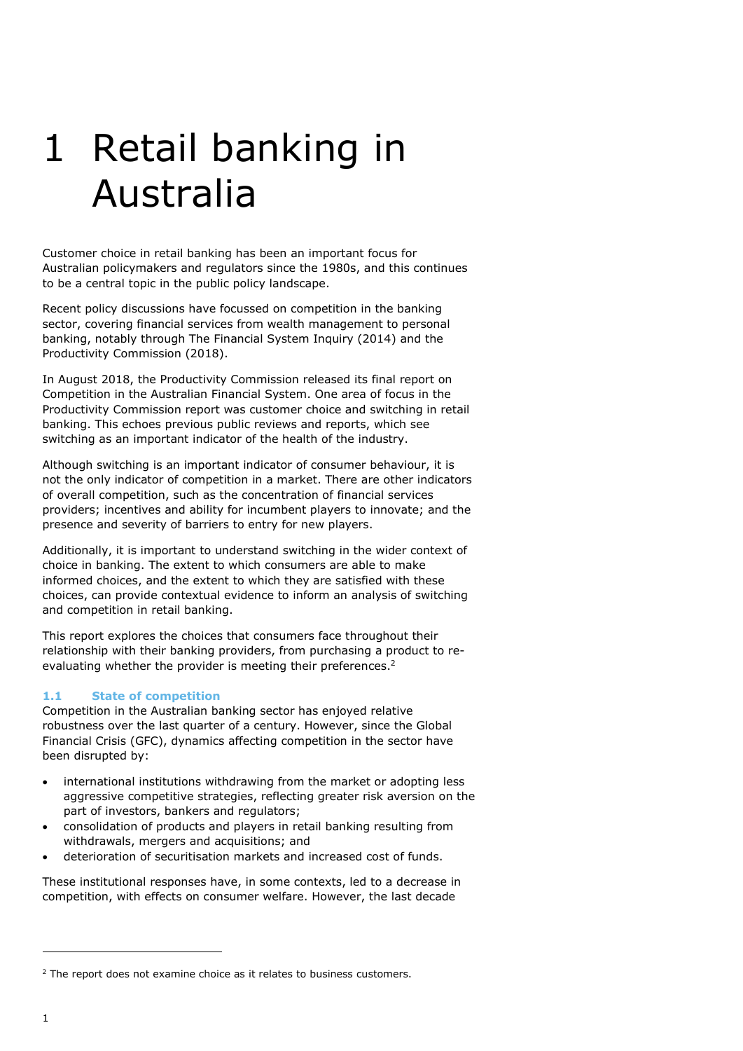# 1 Retail banking in Australia

Customer choice in retail banking has been an important focus for Australian policymakers and regulators since the 1980s, and this continues to be a central topic in the public policy landscape.

Recent policy discussions have focussed on competition in the banking sector, covering financial services from wealth management to personal banking, notably through The Financial System Inquiry (2014) and the Productivity Commission (2018).

In August 2018, the Productivity Commission released its final report on Competition in the Australian Financial System. One area of focus in the Productivity Commission report was customer choice and switching in retail banking. This echoes previous public reviews and reports, which see switching as an important indicator of the health of the industry.

Although switching is an important indicator of consumer behaviour, it is not the only indicator of competition in a market. There are other indicators of overall competition, such as the concentration of financial services providers; incentives and ability for incumbent players to innovate; and the presence and severity of barriers to entry for new players.

Additionally, it is important to understand switching in the wider context of choice in banking. The extent to which consumers are able to make informed choices, and the extent to which they are satisfied with these choices, can provide contextual evidence to inform an analysis of switching and competition in retail banking.

This report explores the choices that consumers face throughout their relationship with their banking providers, from purchasing a product to re-evaluating whether the provider is meeting their preferences.[2]

## 1.1 State of competition

Competition in the Australian banking sector has enjoyed relative robustness over the last quarter of a century. However, since the Global Financial Crisis (GFC), dynamics affecting competition in the sector have been disrupted by:

- international institutions withdrawing from the market or adopting less aggressive competitive strategies, reflecting greater risk aversion on the part of investors, bankers and regulators;
- consolidation of products and players in retail banking resulting from withdrawals, mergers and acquisitions; and
- deterioration of securitisation markets and increased cost of funds.

These institutional responses have, in some contexts, led to a decrease in competition, with effects on consumer welfare. However, the last decade

[2] The report does not examine choice as it relates to business customers.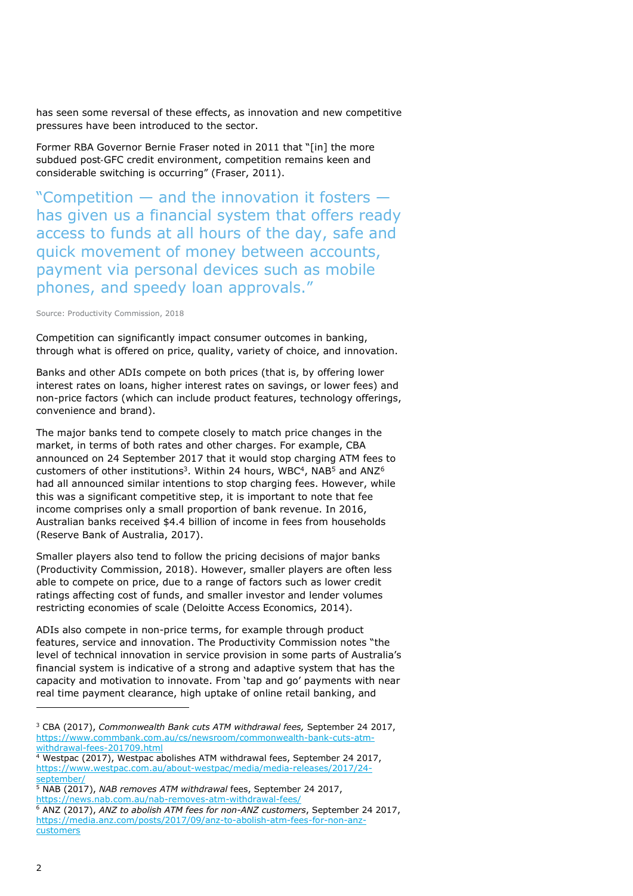has seen some reversal of these effects, as innovation and new competitive pressures have been introduced to the sector.

Former RBA Governor Bernie Fraser noted in 2011 that "[in] the more subdued post-GFC credit environment, competition remains keen and considerable switching is occurring" (Fraser, 2011).

> "Competition — and the innovation it fosters — has given us a financial system that offers ready access to funds at all hours of the day, safe and quick movement of money between accounts, payment via personal devices such as mobile phones, and speedy loan approvals."
>
> Source: Productivity Commission, 2018

Competition can significantly impact consumer outcomes in banking, through what is offered on price, quality, variety of choice, and innovation.

Banks and other ADIs compete on both prices (that is, by offering lower interest rates on loans, higher interest rates on savings, or lower fees) and non-price factors (which can include product features, technology offerings, convenience and brand).

The major banks tend to compete closely to match price changes in the market, in terms of both rates and other charges. For example, CBA announced on 24 September 2017 that it would stop charging ATM fees to customers of other institutions[3]. Within 24 hours, WBC[4], NAB[5] and ANZ[6] had all announced similar intentions to stop charging fees. However, while this was a significant competitive step, it is important to note that fee income comprises only a small proportion of bank revenue. In 2016, Australian banks received $4.4 billion of income in fees from households (Reserve Bank of Australia, 2017).

Smaller players also tend to follow the pricing decisions of major banks (Productivity Commission, 2018). However, smaller players are often less able to compete on price, due to a range of factors such as lower credit ratings affecting cost of funds, and smaller investor and lender volumes restricting economies of scale (Deloitte Access Economics, 2014).

ADIs also compete in non-price terms, for example through product features, service and innovation. The Productivity Commission notes "the level of technical innovation in service provision in some parts of Australia's financial system is indicative of a strong and adaptive system that has the capacity and motivation to innovate. From 'tap and go' payments with near real time payment clearance, high uptake of online retail banking, and

---

[3] CBA (2017), *Commonwealth Bank cuts ATM withdrawal fees,* September 24 2017, https://www.commbank.com.au/cs/newsroom/commonwealth-bank-cuts-atm-withdrawal-fees-201709.html

[4] Westpac (2017), Westpac abolishes ATM withdrawal fees, September 24 2017, https://www.westpac.com.au/about-westpac/media/media-releases/2017/24-september/

[5] NAB (2017), *NAB removes ATM withdrawal* fees, September 24 2017, https://news.nab.com.au/nab-removes-atm-withdrawal-fees/

[6] ANZ (2017), *ANZ to abolish ATM fees for non-ANZ customers*, September 24 2017, https://media.anz.com/posts/2017/09/anz-to-abolish-atm-fees-for-non-anz-customers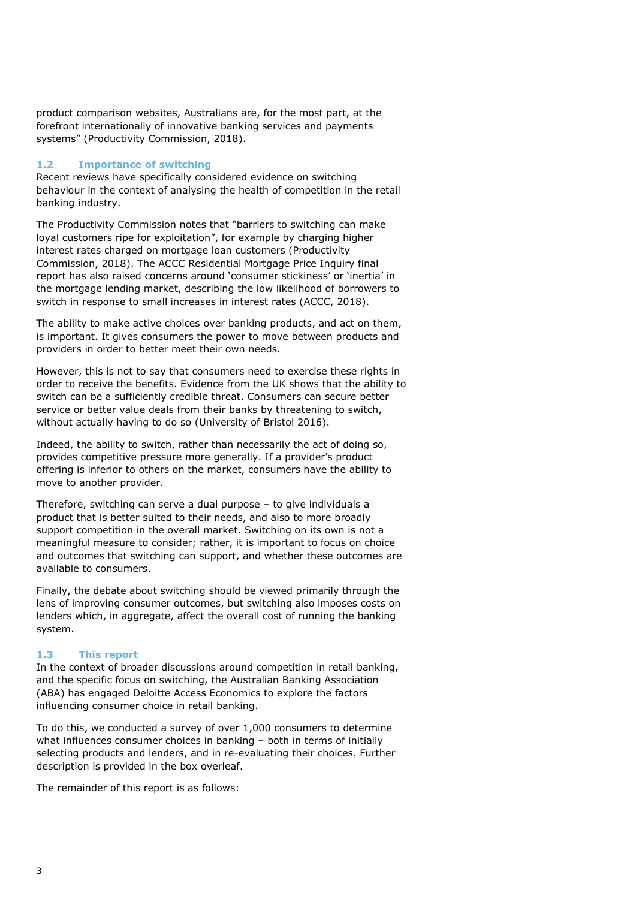product comparison websites, Australians are, for the most part, at the forefront internationally of innovative banking services and payments systems" (Productivity Commission, 2018).

### 1.2 Importance of switching

Recent reviews have specifically considered evidence on switching behaviour in the context of analysing the health of competition in the retail banking industry.

The Productivity Commission notes that "barriers to switching can make loyal customers ripe for exploitation", for example by charging higher interest rates charged on mortgage loan customers (Productivity Commission, 2018). The ACCC Residential Mortgage Price Inquiry final report has also raised concerns around 'consumer stickiness' or 'inertia' in the mortgage lending market, describing the low likelihood of borrowers to switch in response to small increases in interest rates (ACCC, 2018).

The ability to make active choices over banking products, and act on them, is important. It gives consumers the power to move between products and providers in order to better meet their own needs.

However, this is not to say that consumers need to exercise these rights in order to receive the benefits. Evidence from the UK shows that the ability to switch can be a sufficiently credible threat. Consumers can secure better service or better value deals from their banks by threatening to switch, without actually having to do so (University of Bristol 2016).

Indeed, the ability to switch, rather than necessarily the act of doing so, provides competitive pressure more generally. If a provider's product offering is inferior to others on the market, consumers have the ability to move to another provider.

Therefore, switching can serve a dual purpose – to give individuals a product that is better suited to their needs, and also to more broadly support competition in the overall market. Switching on its own is not a meaningful measure to consider; rather, it is important to focus on choice and outcomes that switching can support, and whether these outcomes are available to consumers.

Finally, the debate about switching should be viewed primarily through the lens of improving consumer outcomes, but switching also imposes costs on lenders which, in aggregate, affect the overall cost of running the banking system.

### 1.3 This report

In the context of broader discussions around competition in retail banking, and the specific focus on switching, the Australian Banking Association (ABA) has engaged Deloitte Access Economics to explore the factors influencing consumer choice in retail banking.

To do this, we conducted a survey of over 1,000 consumers to determine what influences consumer choices in banking – both in terms of initially selecting products and lenders, and in re-evaluating their choices. Further description is provided in the box overleaf.

The remainder of this report is as follows: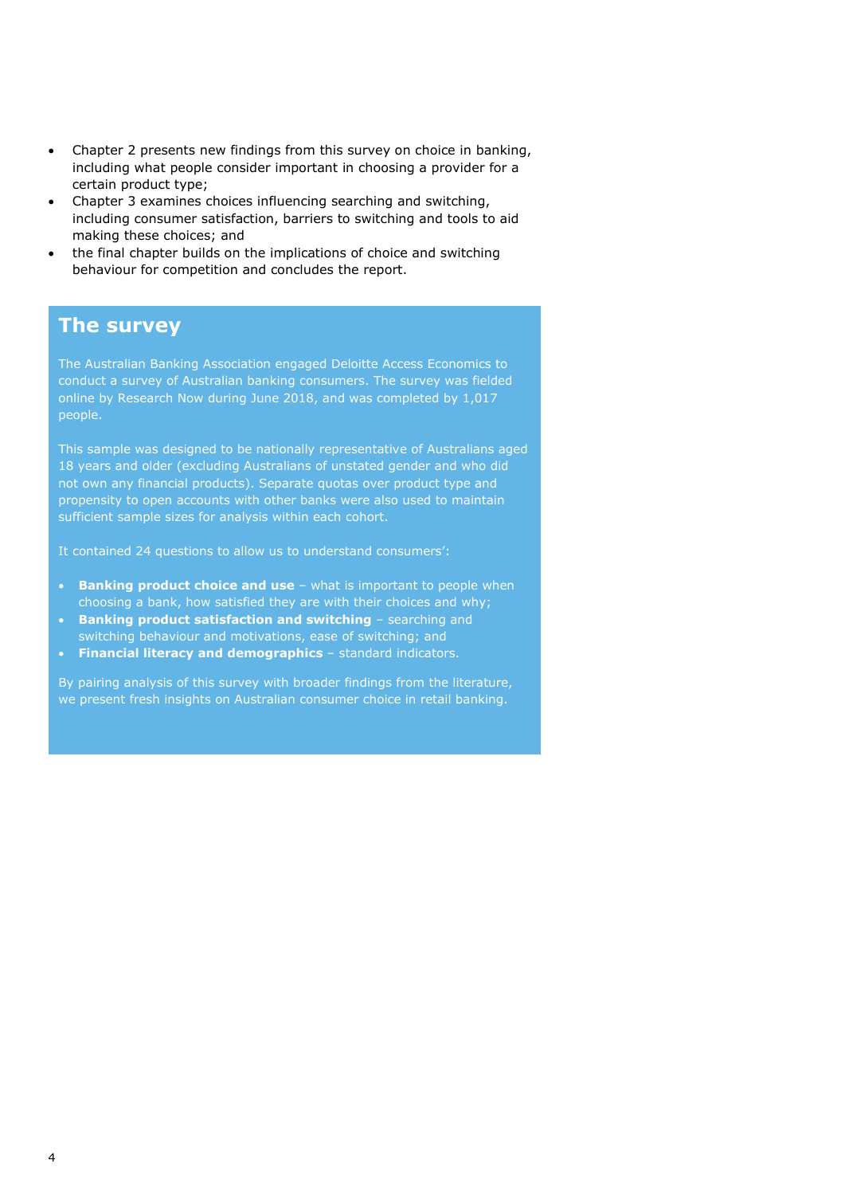- Chapter 2 presents new findings from this survey on choice in banking, including what people consider important in choosing a provider for a certain product type;
- Chapter 3 examines choices influencing searching and switching, including consumer satisfaction, barriers to switching and tools to aid making these choices; and
- the final chapter builds on the implications of choice and switching behaviour for competition and concludes the report.

## The survey

The Australian Banking Association engaged Deloitte Access Economics to conduct a survey of Australian banking consumers. The survey was fielded online by Research Now during June 2018, and was completed by 1,017 people.

This sample was designed to be nationally representative of Australians aged 18 years and older (excluding Australians of unstated gender and who did not own any financial products). Separate quotas over product type and propensity to open accounts with other banks were also used to maintain sufficient sample sizes for analysis within each cohort.

It contained 24 questions to allow us to understand consumers':

- **Banking product choice and use** – what is important to people when choosing a bank, how satisfied they are with their choices and why;
- **Banking product satisfaction and switching** – searching and switching behaviour and motivations, ease of switching; and
- **Financial literacy and demographics** – standard indicators.

By pairing analysis of this survey with broader findings from the literature, we present fresh insights on Australian consumer choice in retail banking.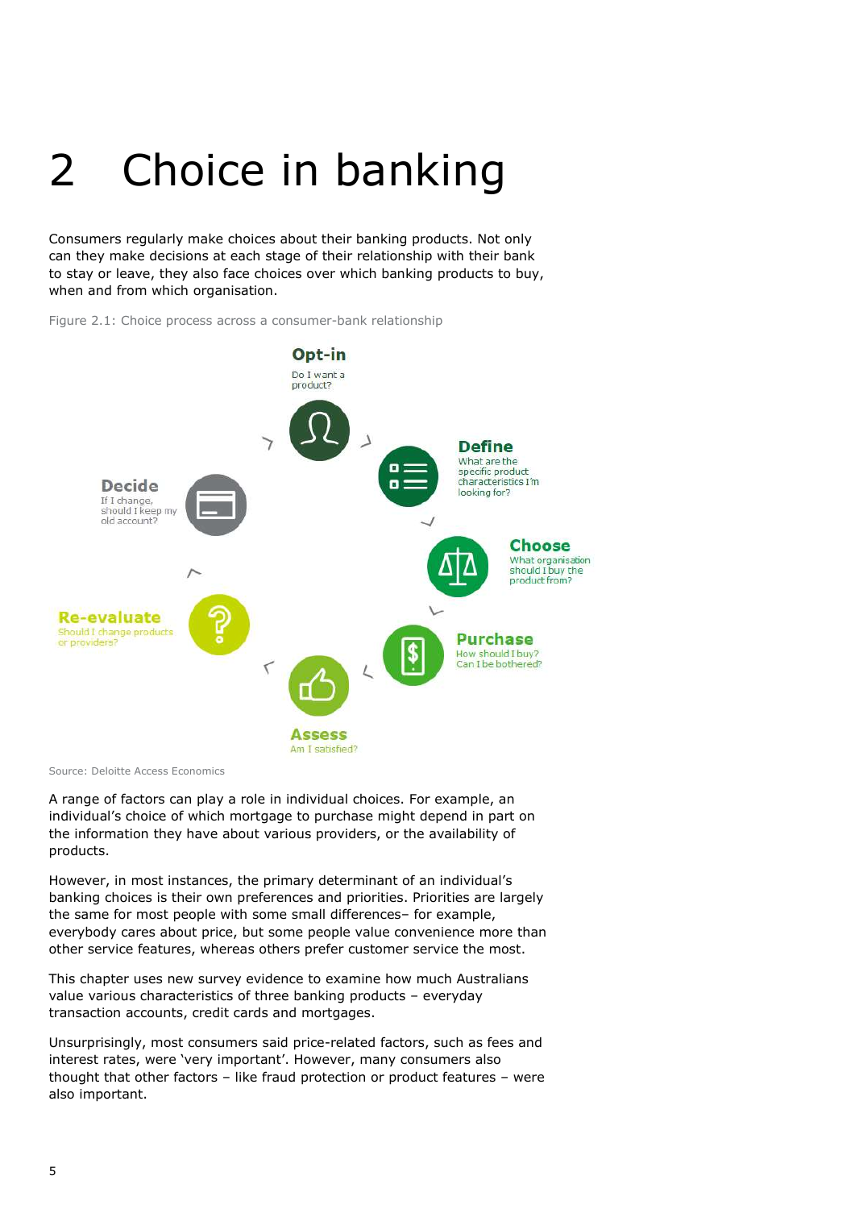# 2 Choice in banking

Consumers regularly make choices about their banking products. Not only can they make decisions at each stage of their relationship with their bank to stay or leave, they also face choices over which banking products to buy, when and from which organisation.

Figure 2.1: Choice process across a consumer-bank relationship

**Opt-in**
Do I want a product?

**Define**
What are the specific product characteristics I'm looking for?

**Choose**
What organisation should I buy the product from?

**Purchase**
How should I buy? Can I be bothered?

**Assess**
Am I satisfied?

**Re-evaluate**
Should I change products or providers?

**Decide**
If I change, should I keep my old account?

Source: Deloitte Access Economics

A range of factors can play a role in individual choices. For example, an individual's choice of which mortgage to purchase might depend in part on the information they have about various providers, or the availability of products.

However, in most instances, the primary determinant of an individual's banking choices is their own preferences and priorities. Priorities are largely the same for most people with some small differences– for example, everybody cares about price, but some people value convenience more than other service features, whereas others prefer customer service the most.

This chapter uses new survey evidence to examine how much Australians value various characteristics of three banking products – everyday transaction accounts, credit cards and mortgages.

Unsurprisingly, most consumers said price-related factors, such as fees and interest rates, were 'very important'. However, many consumers also thought that other factors – like fraud protection or product features – were also important.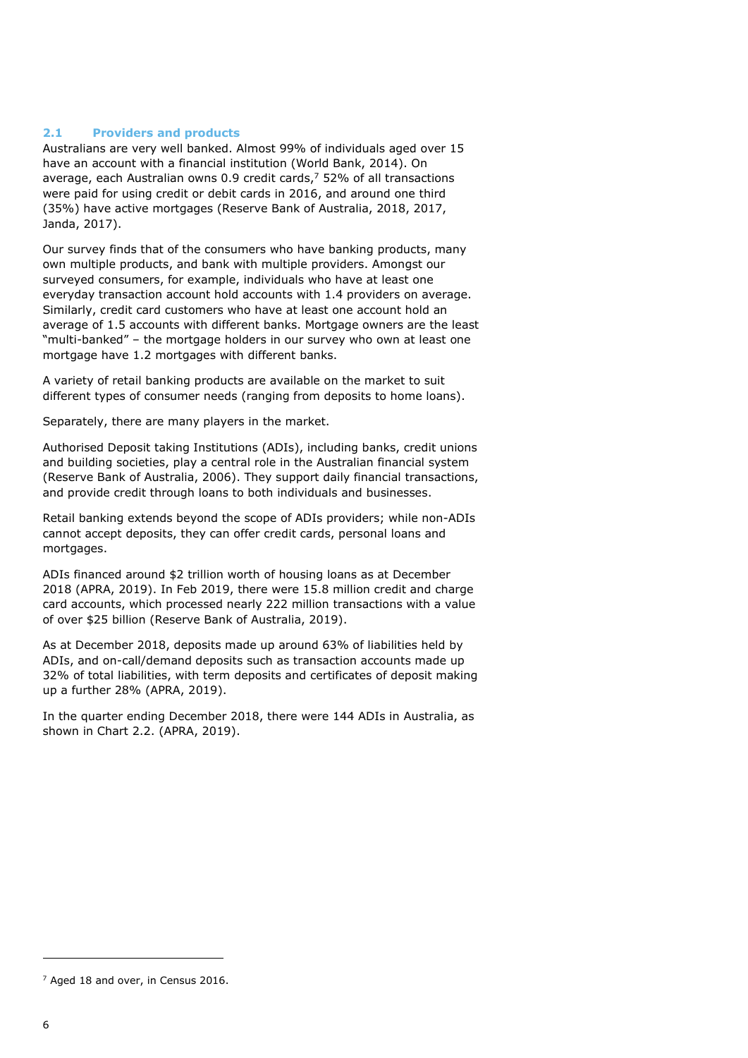## 2.1 Providers and products

Australians are very well banked. Almost 99% of individuals aged over 15 have an account with a financial institution (World Bank, 2014). On average, each Australian owns 0.9 credit cards,[7] 52% of all transactions were paid for using credit or debit cards in 2016, and around one third (35%) have active mortgages (Reserve Bank of Australia, 2018, 2017, Janda, 2017).

Our survey finds that of the consumers who have banking products, many own multiple products, and bank with multiple providers. Amongst our surveyed consumers, for example, individuals who have at least one everyday transaction account hold accounts with 1.4 providers on average. Similarly, credit card customers who have at least one account hold an average of 1.5 accounts with different banks. Mortgage owners are the least "multi-banked" – the mortgage holders in our survey who own at least one mortgage have 1.2 mortgages with different banks.

A variety of retail banking products are available on the market to suit different types of consumer needs (ranging from deposits to home loans).

Separately, there are many players in the market.

Authorised Deposit taking Institutions (ADIs), including banks, credit unions and building societies, play a central role in the Australian financial system (Reserve Bank of Australia, 2006). They support daily financial transactions, and provide credit through loans to both individuals and businesses.

Retail banking extends beyond the scope of ADIs providers; while non-ADIs cannot accept deposits, they can offer credit cards, personal loans and mortgages.

ADIs financed around $2 trillion worth of housing loans as at December 2018 (APRA, 2019). In Feb 2019, there were 15.8 million credit and charge card accounts, which processed nearly 222 million transactions with a value of over $25 billion (Reserve Bank of Australia, 2019).

As at December 2018, deposits made up around 63% of liabilities held by ADIs, and on-call/demand deposits such as transaction accounts made up 32% of total liabilities, with term deposits and certificates of deposit making up a further 28% (APRA, 2019).

In the quarter ending December 2018, there were 144 ADIs in Australia, as shown in Chart 2.2. (APRA, 2019).

---

[7] Aged 18 and over, in Census 2016.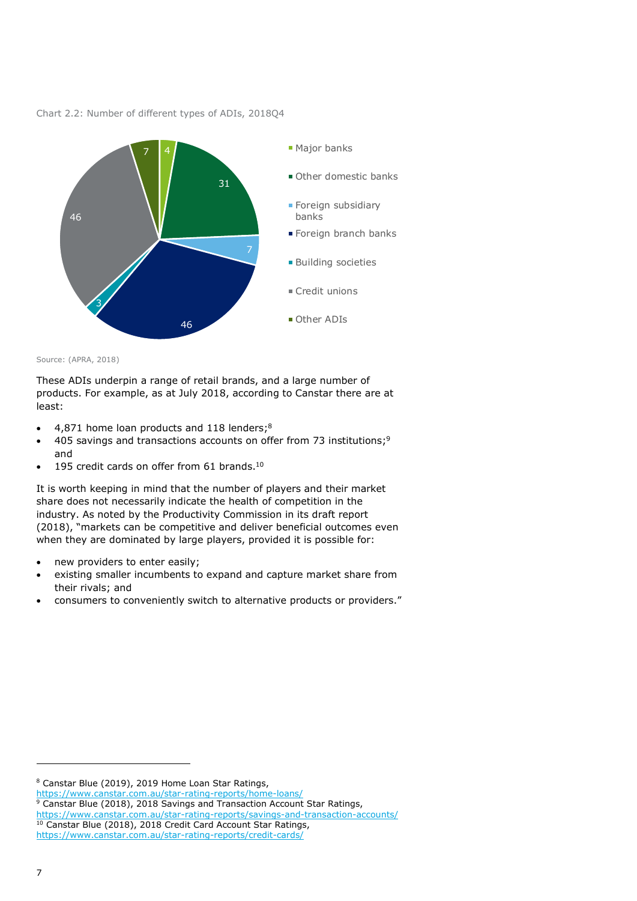Chart 2.2: Number of different types of ADIs, 2018Q4

| ADI type | Number |
| --- | --- |
| Major banks | 4 |
| Other domestic banks | 31 |
| Foreign subsidiary banks | 7 |
| Foreign branch banks | 46 |
| Building societies | 3 |
| Credit unions | 46 |
| Other ADIs | 7 |

Source: (APRA, 2018)

These ADIs underpin a range of retail brands, and a large number of products. For example, as at July 2018, according to Canstar there are at least:

- 4,871 home loan products and 118 lenders;[8]
- 405 savings and transactions accounts on offer from 73 institutions;[9] and
- 195 credit cards on offer from 61 brands.[10]

It is worth keeping in mind that the number of players and their market share does not necessarily indicate the health of competition in the industry. As noted by the Productivity Commission in its draft report (2018), "markets can be competitive and deliver beneficial outcomes even when they are dominated by large players, provided it is possible for:

- new providers to enter easily;
- existing smaller incumbents to expand and capture market share from their rivals; and
- consumers to conveniently switch to alternative products or providers."

[8] Canstar Blue (2019), 2019 Home Loan Star Ratings, https://www.canstar.com.au/star-rating-reports/home-loans/

[9] Canstar Blue (2018), 2018 Savings and Transaction Account Star Ratings, https://www.canstar.com.au/star-rating-reports/savings-and-transaction-accounts/

[10] Canstar Blue (2018), 2018 Credit Card Account Star Ratings, https://www.canstar.com.au/star-rating-reports/credit-cards/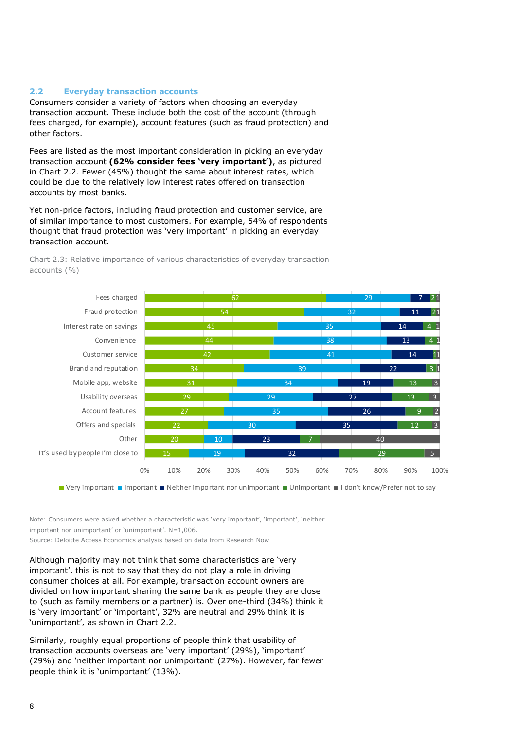## 2.2 Everyday transaction accounts

Consumers consider a variety of factors when choosing an everyday transaction account. These include both the cost of the account (through fees charged, for example), account features (such as fraud protection) and other factors.

Fees are listed as the most important consideration in picking an everyday transaction account **(62% consider fees 'very important')**, as pictured in Chart 2.2. Fewer (45%) thought the same about interest rates, which could be due to the relatively low interest rates offered on transaction accounts by most banks.

Yet non-price factors, including fraud protection and customer service, are of similar importance to most customers. For example, 54% of respondents thought that fraud protection was 'very important' in picking an everyday transaction account.

Chart 2.3: Relative importance of various characteristics of everyday transaction accounts (%)

| Characteristic | Very important | Important | Neither important nor unimportant | Unimportant | I don't know/Prefer not to say |
|---|---|---|---|---|---|
| Fees charged | 62 | 29 | 7 | 2 | 1 |
| Fraud protection | 54 | 32 | 11 | 2 | 1 |
| Interest rate on savings | 45 | 35 | 14 | 4 | 1 |
| Convenience | 44 | 38 | 13 | 4 | 1 |
| Customer service | 42 | 41 | 14 | 1 | 1 |
| Brand and reputation | 34 | 39 | 22 | 3 | 1 |
| Mobile app, website | 31 | 34 | 19 | 13 | 3 |
| Usability overseas | 29 | 29 | 27 | 13 | 3 |
| Account features | 27 | 35 | 26 | 9 | 2 |
| Offers and specials | 22 | 30 | 35 | 12 | 3 |
| Other | 20 | 10 | 23 | 7 | 40 |
| It's used by people I'm close to | 15 | 19 | 32 | 29 | 5 |

Note: Consumers were asked whether a characteristic was 'very important', 'important', 'neither important nor unimportant' or 'unimportant'. N=1,006.
Source: Deloitte Access Economics analysis based on data from Research Now

Although majority may not think that some characteristics are 'very important', this is not to say that they do not play a role in driving consumer choices at all. For example, transaction account owners are divided on how important sharing the same bank as people they are close to (such as family members or a partner) is. Over one-third (34%) think it is 'very important' or 'important', 32% are neutral and 29% think it is 'unimportant', as shown in Chart 2.2.

Similarly, roughly equal proportions of people think that usability of transaction accounts overseas are 'very important' (29%), 'important' (29%) and 'neither important nor unimportant' (27%). However, far fewer people think it is 'unimportant' (13%).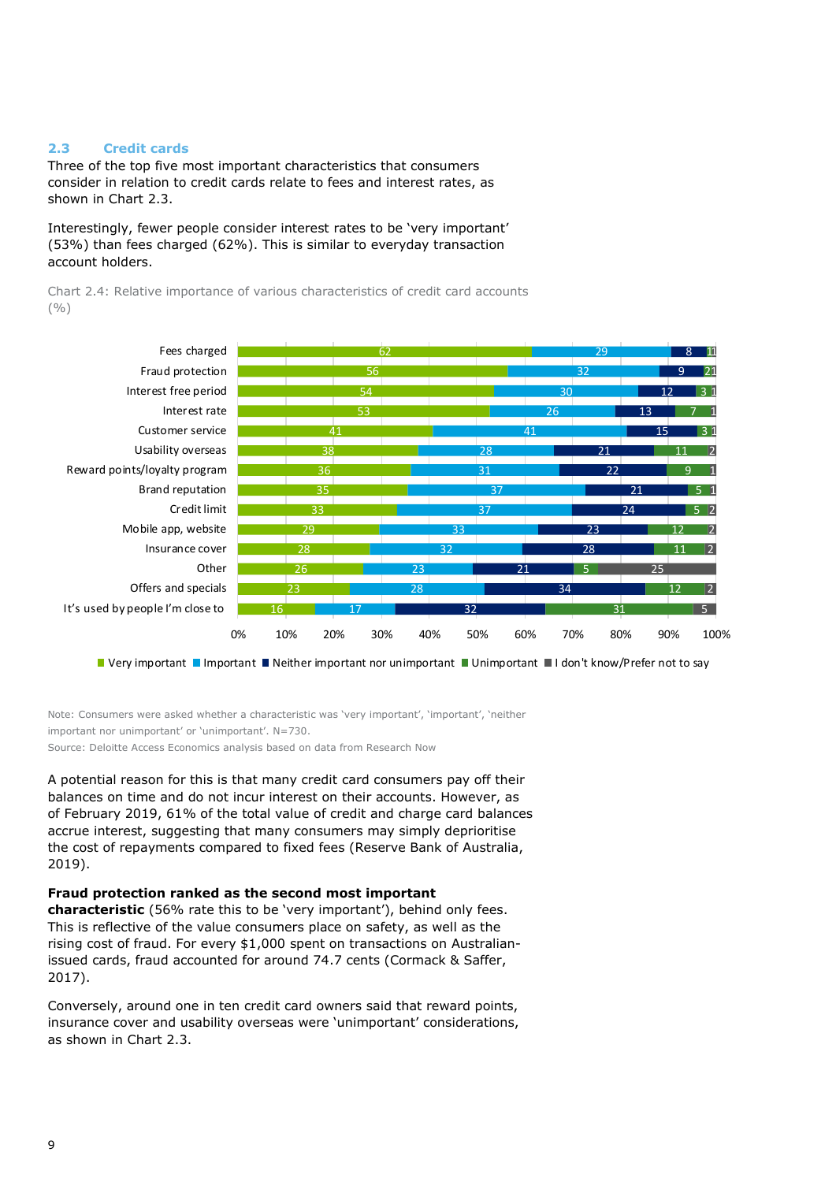## 2.3 Credit cards

Three of the top five most important characteristics that consumers consider in relation to credit cards relate to fees and interest rates, as shown in Chart 2.3.

Interestingly, fewer people consider interest rates to be 'very important' (53%) than fees charged (62%). This is similar to everyday transaction account holders.

Chart 2.4: Relative importance of various characteristics of credit card accounts (%)

| Characteristic | Very important | Important | Neither important nor unimportant | Unimportant | I don't know/Prefer not to say |
|---|---|---|---|---|---|
| Fees charged | 62 | 29 | 8 | 1 | 1 |
| Fraud protection | 56 | 32 | 9 | 2 | 1 |
| Interest free period | 54 | 30 | 12 | 3 | 1 |
| Interest rate | 53 | 26 | 13 | 7 | 1 |
| Customer service | 41 | 41 | 15 | 3 | 1 |
| Usability overseas | 38 | 28 | 21 | 11 | 2 |
| Reward points/loyalty program | 36 | 31 | 22 | 9 | 1 |
| Brand reputation | 35 | 37 | 21 | 5 | 1 |
| Credit limit | 33 | 37 | 24 | 5 | 2 |
| Mobile app, website | 29 | 33 | 23 | 12 | 2 |
| Insurance cover | 28 | 32 | 28 | 11 | 2 |
| Other | 26 | 23 | 21 | 5 | 25 |
| Offers and specials | 23 | 28 | 34 | 12 | 2 |
| It's used by people I'm close to | 16 | 17 | 32 | 31 | 5 |

Note: Consumers were asked whether a characteristic was 'very important', 'important', 'neither important nor unimportant' or 'unimportant'. N=730.
Source: Deloitte Access Economics analysis based on data from Research Now

A potential reason for this is that many credit card consumers pay off their balances on time and do not incur interest on their accounts. However, as of February 2019, 61% of the total value of credit and charge card balances accrue interest, suggesting that many consumers may simply deprioritise the cost of repayments compared to fixed fees (Reserve Bank of Australia, 2019).

**Fraud protection ranked as the second most important characteristic** (56% rate this to be 'very important'), behind only fees. This is reflective of the value consumers place on safety, as well as the rising cost of fraud. For every $1,000 spent on transactions on Australian-issued cards, fraud accounted for around 74.7 cents (Cormack & Saffer, 2017).

Conversely, around one in ten credit card owners said that reward points, insurance cover and usability overseas were 'unimportant' considerations, as shown in Chart 2.3.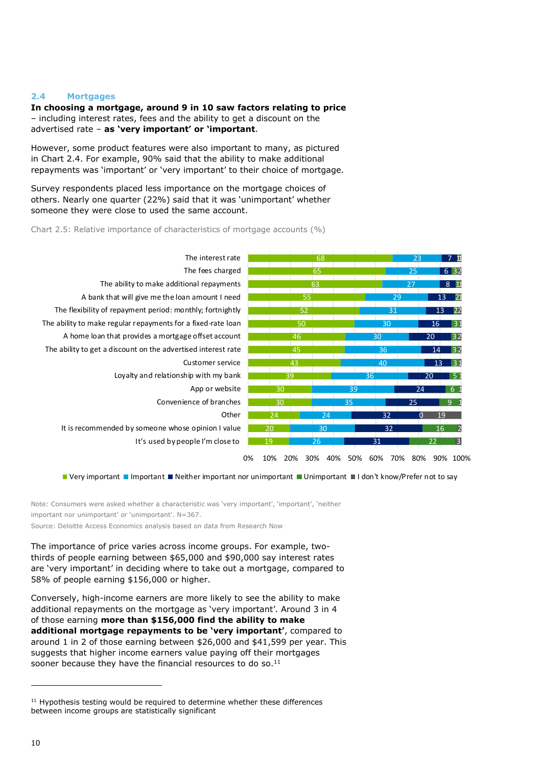## 2.4 Mortgages

**In choosing a mortgage, around 9 in 10 saw factors relating to price** – including interest rates, fees and the ability to get a discount on the advertised rate – **as 'very important' or 'important**.

However, some product features were also important to many, as pictured in Chart 2.4. For example, 90% said that the ability to make additional repayments was 'important' or 'very important' to their choice of mortgage.

Survey respondents placed less importance on the mortgage choices of others. Nearly one quarter (22%) said that it was 'unimportant' whether someone they were close to used the same account.

Chart 2.5: Relative importance of characteristics of mortgage accounts (%)

| Characteristic | Very important | Important | Neither important nor unimportant | Unimportant | I don't know/Prefer not to say |
|---|---|---|---|---|---|
| The interest rate | 68 | 23 | 7 | 1 | 1 |
| The fees charged | 65 | 25 | 6 | 3 | 2 |
| The ability to make additional repayments | 63 | 27 | 8 | 1 | 1 |
| A bank that will give me the loan amount I need | 55 | 29 | 13 | 2 | 1 |
| The flexibility of repayment period: monthly; fortnightly | 52 | 31 | 13 | 2 | 2 |
| The ability to make regular repayments for a fixed-rate loan | 50 | 30 | 16 | 3 | 1 |
| A home loan that provides a mortgage offset account | 46 | 30 | 20 | 3 | 2 |
| The ability to get a discount on the advertised interest rate | 45 | 36 | 14 | 3 | 2 |
| Customer service | 43 | 40 | 13 | 3 | 1 |
| Loyalty and relationship with my bank | 39 | 36 | 20 | 5 | 1 |
| App or website | 30 | 39 | 24 | 6 | 1 |
| Convenience of branches | 30 | 35 | 25 | 9 | 1 |
| Other | 24 | 24 | 32 | 0 | 19 |
| It is recommended by someone whose opinion I value | 20 | 30 | 32 | 16 | 2 |
| It's used by people I'm close to | 19 | 26 | 31 | 22 | 3 |

Note: Consumers were asked whether a characteristic was 'very important', 'important', 'neither important nor unimportant' or 'unimportant'. N=367.

Source: Deloitte Access Economics analysis based on data from Research Now

The importance of price varies across income groups. For example, two-thirds of people earning between $65,000 and $90,000 say interest rates are 'very important' in deciding where to take out a mortgage, compared to 58% of people earning $156,000 or higher.

Conversely, high-income earners are more likely to see the ability to make additional repayments on the mortgage as 'very important'. Around 3 in 4 of those earning **more than $156,000 find the ability to make additional mortgage repayments to be 'very important'**, compared to around 1 in 2 of those earning between $26,000 and $41,599 per year. This suggests that higher income earners value paying off their mortgages sooner because they have the financial resources to do so.[11]

[11] Hypothesis testing would be required to determine whether these differences between income groups are statistically significant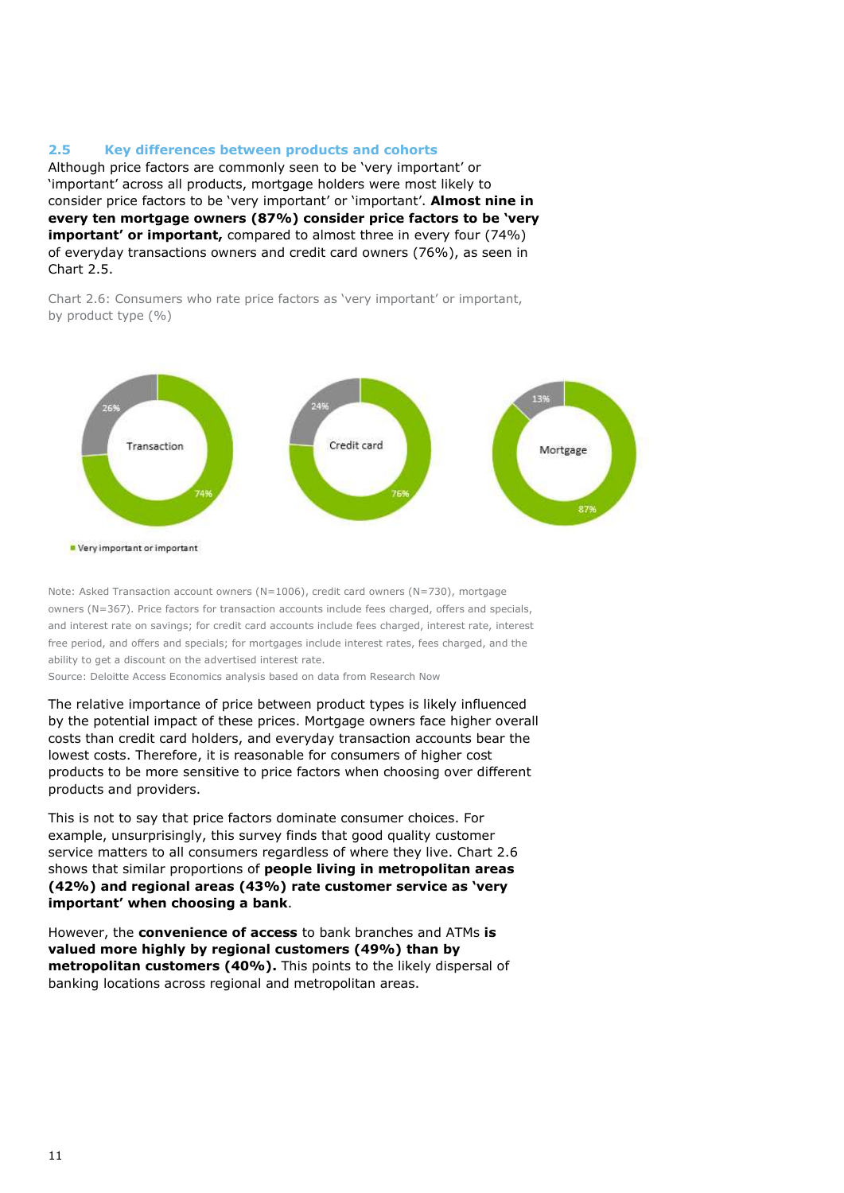## 2.5 Key differences between products and cohorts

Although price factors are commonly seen to be 'very important' or 'important' across all products, mortgage holders were most likely to consider price factors to be 'very important' or 'important'. **Almost nine in every ten mortgage owners (87%) consider price factors to be 'very important' or important,** compared to almost three in every four (74%) of everyday transactions owners and credit card owners (76%), as seen in Chart 2.5.

Chart 2.6: Consumers who rate price factors as 'very important' or important, by product type (%)

| Product | Very important or important | Other |
| --- | --- | --- |
| Transaction | 74% | 26% |
| Credit card | 76% | 24% |
| Mortgage | 87% | 13% |

Note: Asked Transaction account owners (N=1006), credit card owners (N=730), mortgage owners (N=367). Price factors for transaction accounts include fees charged, offers and specials, and interest rate on savings; for credit card accounts include fees charged, interest rate, interest free period, and offers and specials; for mortgages include interest rates, fees charged, and the ability to get a discount on the advertised interest rate.

Source: Deloitte Access Economics analysis based on data from Research Now

The relative importance of price between product types is likely influenced by the potential impact of these prices. Mortgage owners face higher overall costs than credit card holders, and everyday transaction accounts bear the lowest costs. Therefore, it is reasonable for consumers of higher cost products to be more sensitive to price factors when choosing over different products and providers.

This is not to say that price factors dominate consumer choices. For example, unsurprisingly, this survey finds that good quality customer service matters to all consumers regardless of where they live. Chart 2.6 shows that similar proportions of **people living in metropolitan areas (42%) and regional areas (43%) rate customer service as 'very important' when choosing a bank**.

However, the **convenience of access** to bank branches and ATMs **is valued more highly by regional customers (49%) than by metropolitan customers (40%).** This points to the likely dispersal of banking locations across regional and metropolitan areas.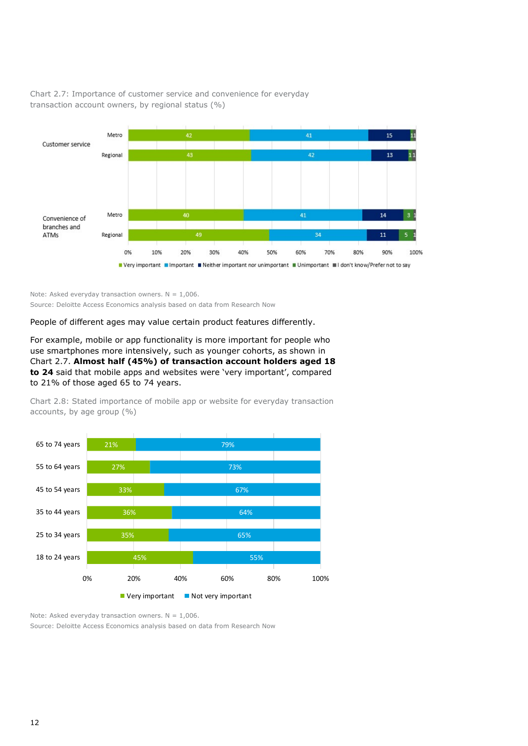Chart 2.7: Importance of customer service and convenience for everyday transaction account owners, by regional status (%)

| | | Very important | Important | Neither important nor unimportant | Unimportant | I don't know/Prefer not to say |
|---|---|---|---|---|---|---|
| Customer service | Metro | 42 | 41 | 15 | 1 | 1 |
| | Regional | 43 | 42 | 13 | 1 | 1 |
| Convenience of branches and ATMs | Metro | 40 | 41 | 14 | 3 | 1 |
| | Regional | 49 | 34 | 11 | 5 | 1 |

Note: Asked everyday transaction owners. N = 1,006.
Source: Deloitte Access Economics analysis based on data from Research Now

People of different ages may value certain product features differently.

For example, mobile or app functionality is more important for people who use smartphones more intensively, such as younger cohorts, as shown in Chart 2.7. **Almost half (45%) of transaction account holders aged 18 to 24** said that mobile apps and websites were 'very important', compared to 21% of those aged 65 to 74 years.

Chart 2.8: Stated importance of mobile app or website for everyday transaction accounts, by age group (%)

| | Very important | Not very important |
|---|---|---|
| 65 to 74 years | 21% | 79% |
| 55 to 64 years | 27% | 73% |
| 45 to 54 years | 33% | 67% |
| 35 to 44 years | 36% | 64% |
| 25 to 34 years | 35% | 65% |
| 18 to 24 years | 45% | 55% |

Note: Asked everyday transaction owners. N = 1,006.
Source: Deloitte Access Economics analysis based on data from Research Now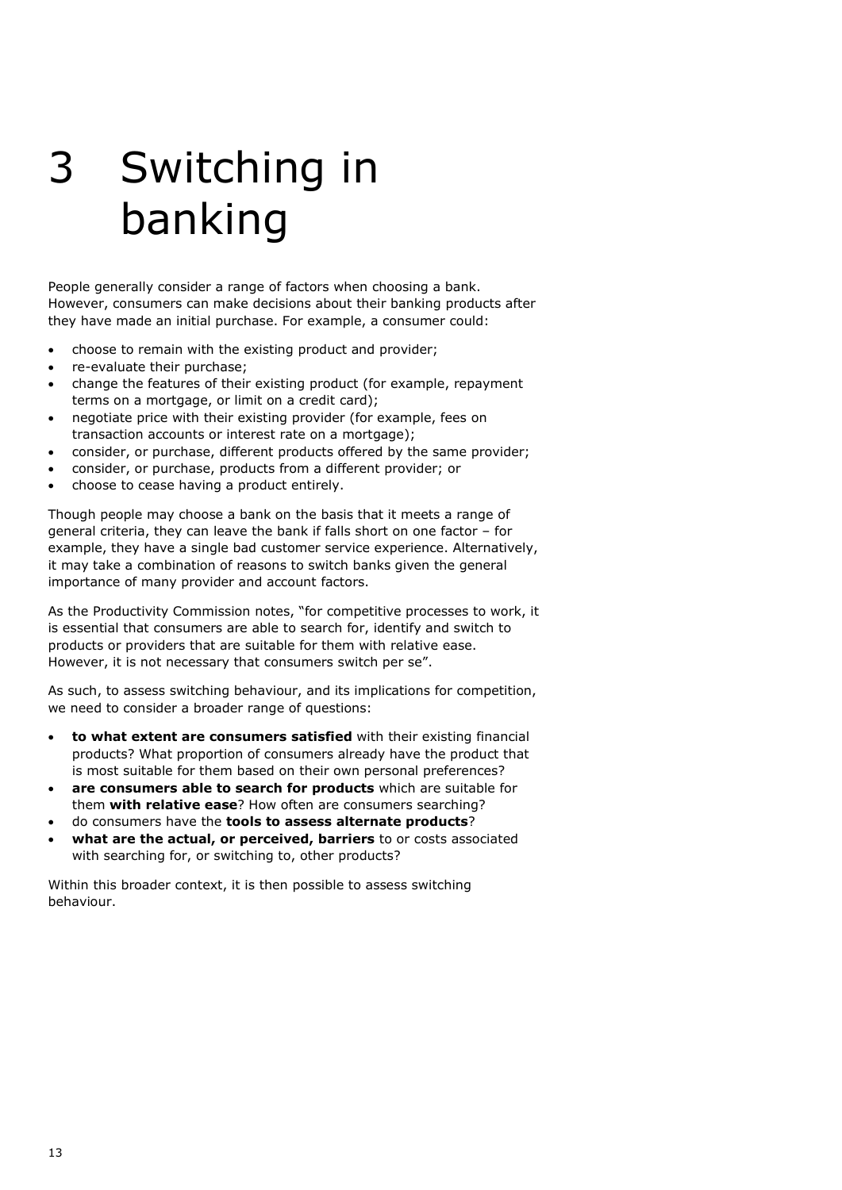# 3 Switching in banking

People generally consider a range of factors when choosing a bank. However, consumers can make decisions about their banking products after they have made an initial purchase. For example, a consumer could:

- choose to remain with the existing product and provider;
- re-evaluate their purchase;
- change the features of their existing product (for example, repayment terms on a mortgage, or limit on a credit card);
- negotiate price with their existing provider (for example, fees on transaction accounts or interest rate on a mortgage);
- consider, or purchase, different products offered by the same provider;
- consider, or purchase, products from a different provider; or
- choose to cease having a product entirely.

Though people may choose a bank on the basis that it meets a range of general criteria, they can leave the bank if falls short on one factor – for example, they have a single bad customer service experience. Alternatively, it may take a combination of reasons to switch banks given the general importance of many provider and account factors.

As the Productivity Commission notes, "for competitive processes to work, it is essential that consumers are able to search for, identify and switch to products or providers that are suitable for them with relative ease. However, it is not necessary that consumers switch per se".

As such, to assess switching behaviour, and its implications for competition, we need to consider a broader range of questions:

- **to what extent are consumers satisfied** with their existing financial products? What proportion of consumers already have the product that is most suitable for them based on their own personal preferences?
- **are consumers able to search for products** which are suitable for them **with relative ease**? How often are consumers searching?
- do consumers have the **tools to assess alternate products**?
- **what are the actual, or perceived, barriers** to or costs associated with searching for, or switching to, other products?

Within this broader context, it is then possible to assess switching behaviour.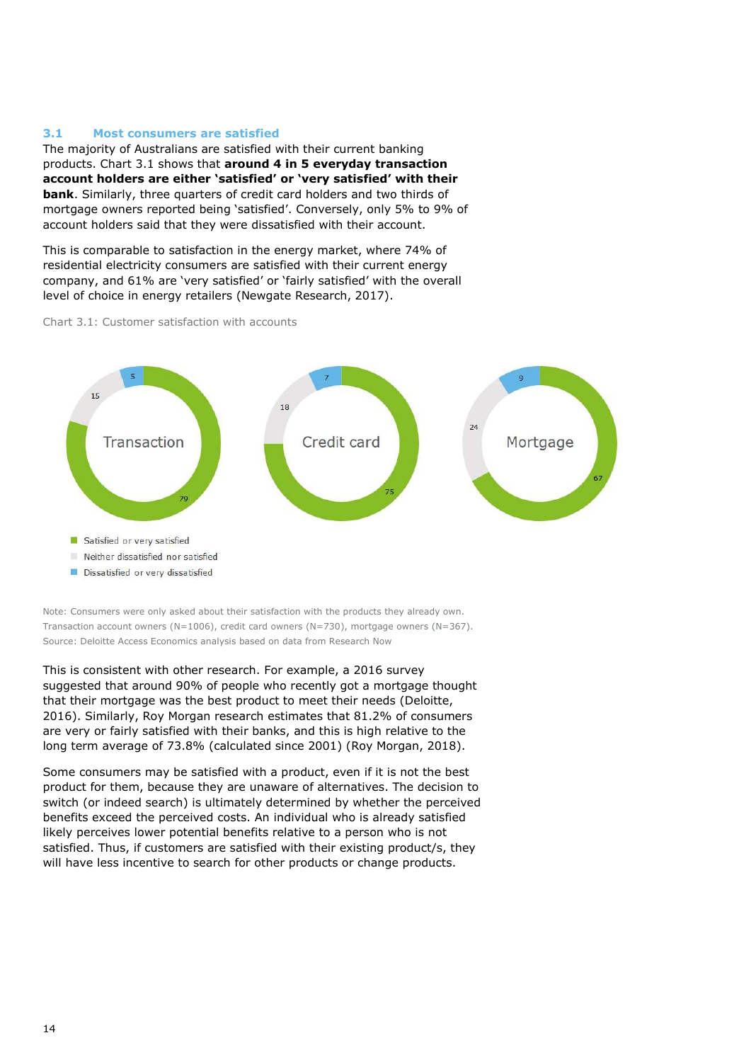### 3.1 Most consumers are satisfied

The majority of Australians are satisfied with their current banking products. Chart 3.1 shows that **around 4 in 5 everyday transaction account holders are either 'satisfied' or 'very satisfied' with their bank**. Similarly, three quarters of credit card holders and two thirds of mortgage owners reported being 'satisfied'. Conversely, only 5% to 9% of account holders said that they were dissatisfied with their account.

This is comparable to satisfaction in the energy market, where 74% of residential electricity consumers are satisfied with their current energy company, and 61% are 'very satisfied' or 'fairly satisfied' with the overall level of choice in energy retailers (Newgate Research, 2017).

Chart 3.1: Customer satisfaction with accounts

| | Transaction | Credit card | Mortgage |
|---|---|---|---|
| Satisfied or very satisfied | 79 | 75 | 67 |
| Neither dissatisfied nor satisfied | 15 | 18 | 24 |
| Dissatisfied or very dissatisfied | 5 | 7 | 9 |

Note: Consumers were only asked about their satisfaction with the products they already own. Transaction account owners (N=1006), credit card owners (N=730), mortgage owners (N=367).
Source: Deloitte Access Economics analysis based on data from Research Now

This is consistent with other research. For example, a 2016 survey suggested that around 90% of people who recently got a mortgage thought that their mortgage was the best product to meet their needs (Deloitte, 2016). Similarly, Roy Morgan research estimates that 81.2% of consumers are very or fairly satisfied with their banks, and this is high relative to the long term average of 73.8% (calculated since 2001) (Roy Morgan, 2018).

Some consumers may be satisfied with a product, even if it is not the best product for them, because they are unaware of alternatives. The decision to switch (or indeed search) is ultimately determined by whether the perceived benefits exceed the perceived costs. An individual who is already satisfied likely perceives lower potential benefits relative to a person who is not satisfied. Thus, if customers are satisfied with their existing product/s, they will have less incentive to search for other products or change products.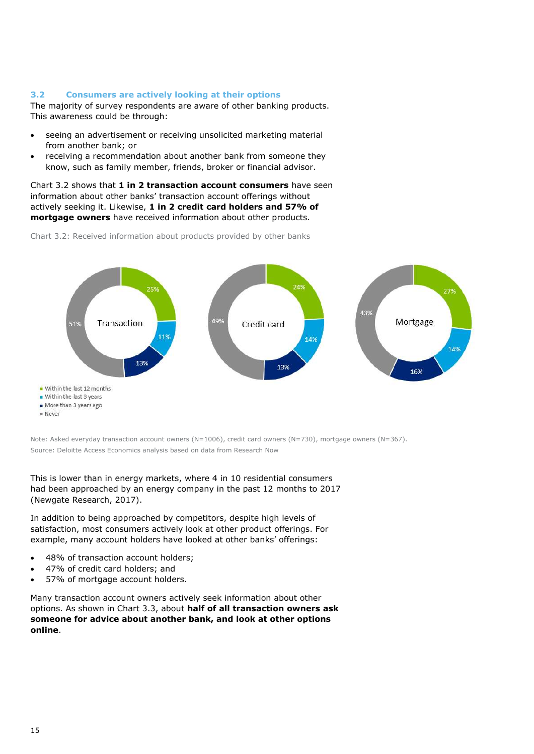## 3.2 Consumers are actively looking at their options

The majority of survey respondents are aware of other banking products. This awareness could be through:

- seeing an advertisement or receiving unsolicited marketing material from another bank; or
- receiving a recommendation about another bank from someone they know, such as family member, friends, broker or financial advisor.

Chart 3.2 shows that **1 in 2 transaction account consumers** have seen information about other banks' transaction account offerings without actively seeking it. Likewise, **1 in 2 credit card holders and 57% of mortgage owners** have received information about other products.

Chart 3.2: Received information about products provided by other banks

| | Transaction | Credit card | Mortgage |
|---|---|---|---|
| Within the last 12 months | 25% | 24% | 27% |
| Within the last 3 years | 11% | 14% | 14% |
| More than 3 years ago | 13% | 13% | 16% |
| Never | 51% | 49% | 43% |

Note: Asked everyday transaction account owners (N=1006), credit card owners (N=730), mortgage owners (N=367).
Source: Deloitte Access Economics analysis based on data from Research Now

This is lower than in energy markets, where 4 in 10 residential consumers had been approached by an energy company in the past 12 months to 2017 (Newgate Research, 2017).

In addition to being approached by competitors, despite high levels of satisfaction, most consumers actively look at other product offerings. For example, many account holders have looked at other banks' offerings:

- 48% of transaction account holders;
- 47% of credit card holders; and
- 57% of mortgage account holders.

Many transaction account owners actively seek information about other options. As shown in Chart 3.3, about **half of all transaction owners ask someone for advice about another bank, and look at other options online**.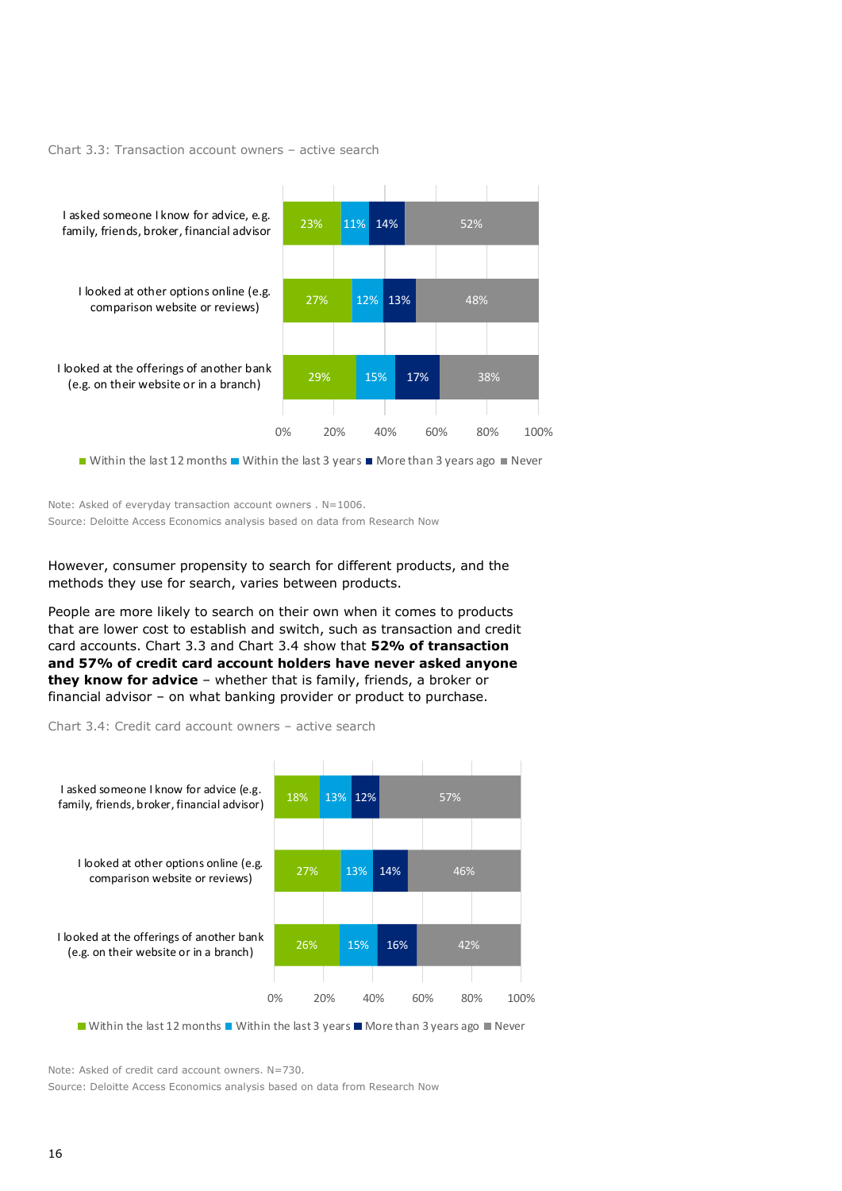Chart 3.3: Transaction account owners – active search

| | Within the last 12 months | Within the last 3 years | More than 3 years ago | Never |
|---|---|---|---|---|
| I asked someone I know for advice, e.g. family, friends, broker, financial advisor | 23% | 11% | 14% | 52% |
| I looked at other options online (e.g. comparison website or reviews) | 27% | 12% | 13% | 48% |
| I looked at the offerings of another bank (e.g. on their website or in a branch) | 29% | 15% | 17% | 38% |

Note: Asked of everyday transaction account owners . N=1006.
Source: Deloitte Access Economics analysis based on data from Research Now

However, consumer propensity to search for different products, and the methods they use for search, varies between products.

People are more likely to search on their own when it comes to products that are lower cost to establish and switch, such as transaction and credit card accounts. Chart 3.3 and Chart 3.4 show that **52% of transaction and 57% of credit card account holders have never asked anyone they know for advice** – whether that is family, friends, a broker or financial advisor – on what banking provider or product to purchase.

Chart 3.4: Credit card account owners – active search

| | Within the last 12 months | Within the last 3 years | More than 3 years ago | Never |
|---|---|---|---|---|
| I asked someone I know for advice (e.g. family, friends, broker, financial advisor) | 18% | 13% | 12% | 57% |
| I looked at other options online (e.g. comparison website or reviews) | 27% | 13% | 14% | 46% |
| I looked at the offerings of another bank (e.g. on their website or in a branch) | 26% | 15% | 16% | 42% |

Note: Asked of credit card account owners. N=730.
Source: Deloitte Access Economics analysis based on data from Research Now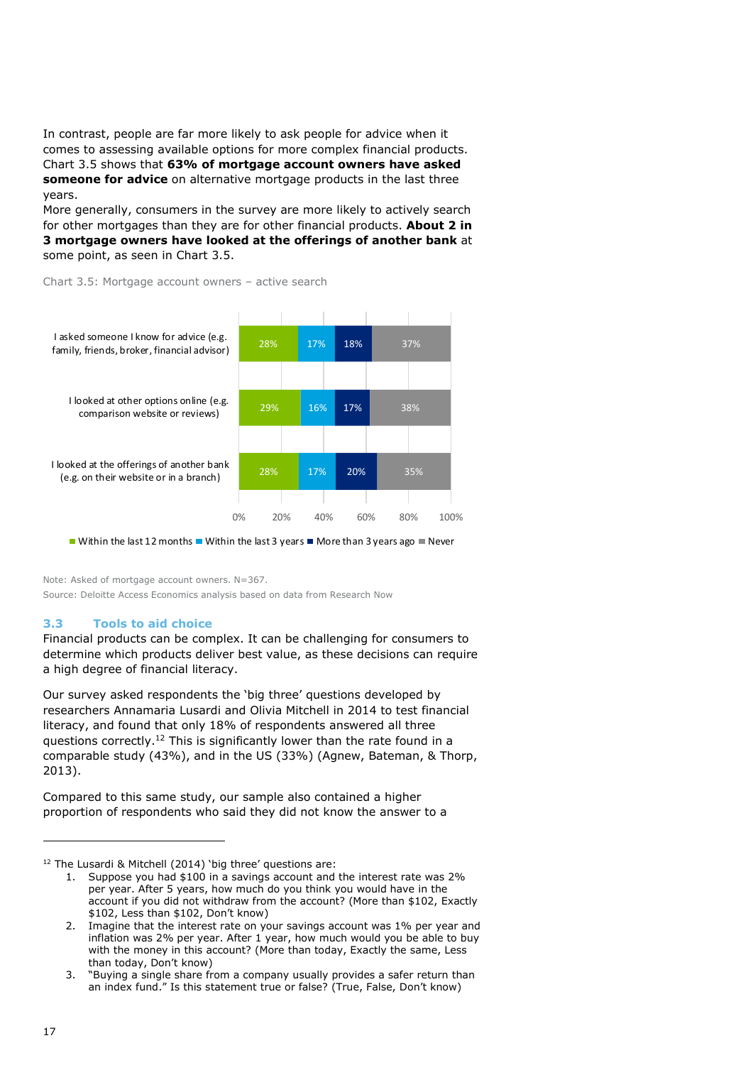In contrast, people are far more likely to ask people for advice when it comes to assessing available options for more complex financial products. Chart 3.5 shows that **63% of mortgage account owners have asked someone for advice** on alternative mortgage products in the last three years.

More generally, consumers in the survey are more likely to actively search for other mortgages than they are for other financial products. **About 2 in 3 mortgage owners have looked at the offerings of another bank** at some point, as seen in Chart 3.5.

Chart 3.5: Mortgage account owners – active search

| | Within the last 12 months | Within the last 3 years | More than 3 years ago | Never |
|---|---|---|---|---|
| I asked someone I know for advice (e.g. family, friends, broker, financial advisor) | 28% | 17% | 18% | 37% |
| I looked at other options online (e.g. comparison website or reviews) | 29% | 16% | 17% | 38% |
| I looked at the offerings of another bank (e.g. on their website or in a branch) | 28% | 17% | 20% | 35% |

Note: Asked of mortgage account owners. N=367.

Source: Deloitte Access Economics analysis based on data from Research Now

## 3.3 Tools to aid choice

Financial products can be complex. It can be challenging for consumers to determine which products deliver best value, as these decisions can require a high degree of financial literacy.

Our survey asked respondents the 'big three' questions developed by researchers Annamaria Lusardi and Olivia Mitchell in 2014 to test financial literacy, and found that only 18% of respondents answered all three questions correctly.[12] This is significantly lower than the rate found in a comparable study (43%), and in the US (33%) (Agnew, Bateman, & Thorp, 2013).

Compared to this same study, our sample also contained a higher proportion of respondents who said they did not know the answer to a

---

[12] The Lusardi & Mitchell (2014) 'big three' questions are:

1. Suppose you had $100 in a savings account and the interest rate was 2% per year. After 5 years, how much do you think you would have in the account if you did not withdraw from the account? (More than $102, Exactly $102, Less than $102, Don't know)
2. Imagine that the interest rate on your savings account was 1% per year and inflation was 2% per year. After 1 year, how much would you be able to buy with the money in this account? (More than today, Exactly the same, Less than today, Don't know)
3. "Buying a single share from a company usually provides a safer return than an index fund." Is this statement true or false? (True, False, Don't know)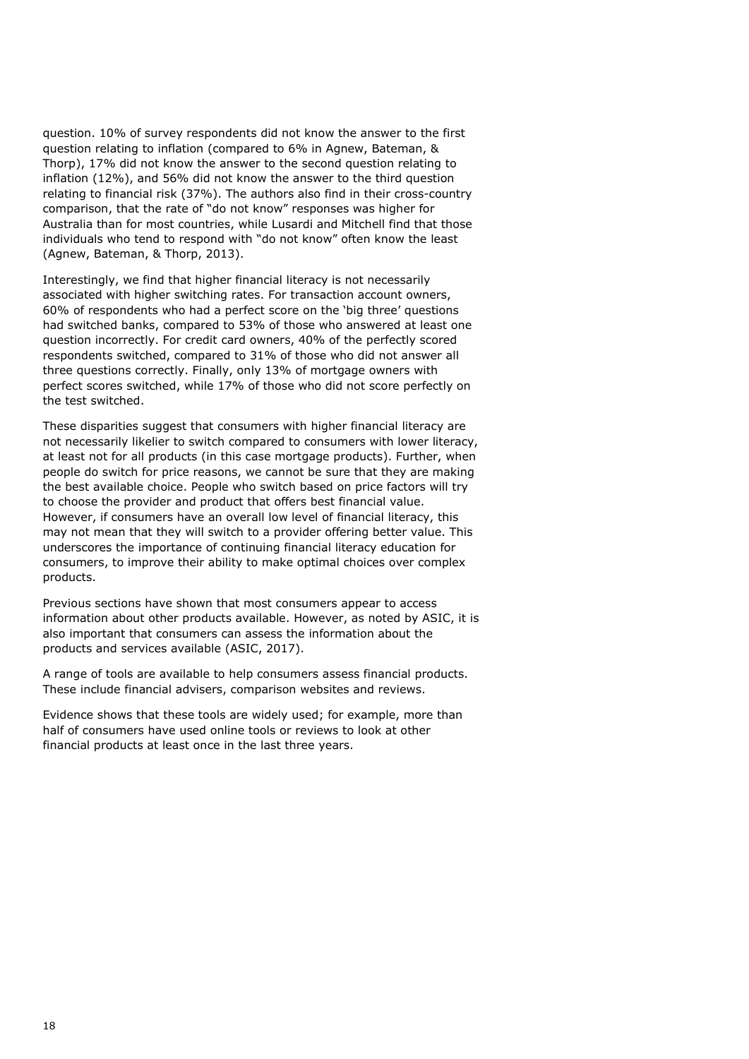question. 10% of survey respondents did not know the answer to the first question relating to inflation (compared to 6% in Agnew, Bateman, & Thorp), 17% did not know the answer to the second question relating to inflation (12%), and 56% did not know the answer to the third question relating to financial risk (37%). The authors also find in their cross-country comparison, that the rate of "do not know" responses was higher for Australia than for most countries, while Lusardi and Mitchell find that those individuals who tend to respond with "do not know" often know the least (Agnew, Bateman, & Thorp, 2013).

Interestingly, we find that higher financial literacy is not necessarily associated with higher switching rates. For transaction account owners, 60% of respondents who had a perfect score on the 'big three' questions had switched banks, compared to 53% of those who answered at least one question incorrectly. For credit card owners, 40% of the perfectly scored respondents switched, compared to 31% of those who did not answer all three questions correctly. Finally, only 13% of mortgage owners with perfect scores switched, while 17% of those who did not score perfectly on the test switched.

These disparities suggest that consumers with higher financial literacy are not necessarily likelier to switch compared to consumers with lower literacy, at least not for all products (in this case mortgage products). Further, when people do switch for price reasons, we cannot be sure that they are making the best available choice. People who switch based on price factors will try to choose the provider and product that offers best financial value. However, if consumers have an overall low level of financial literacy, this may not mean that they will switch to a provider offering better value. This underscores the importance of continuing financial literacy education for consumers, to improve their ability to make optimal choices over complex products.

Previous sections have shown that most consumers appear to access information about other products available. However, as noted by ASIC, it is also important that consumers can assess the information about the products and services available (ASIC, 2017).

A range of tools are available to help consumers assess financial products. These include financial advisers, comparison websites and reviews.

Evidence shows that these tools are widely used; for example, more than half of consumers have used online tools or reviews to look at other financial products at least once in the last three years.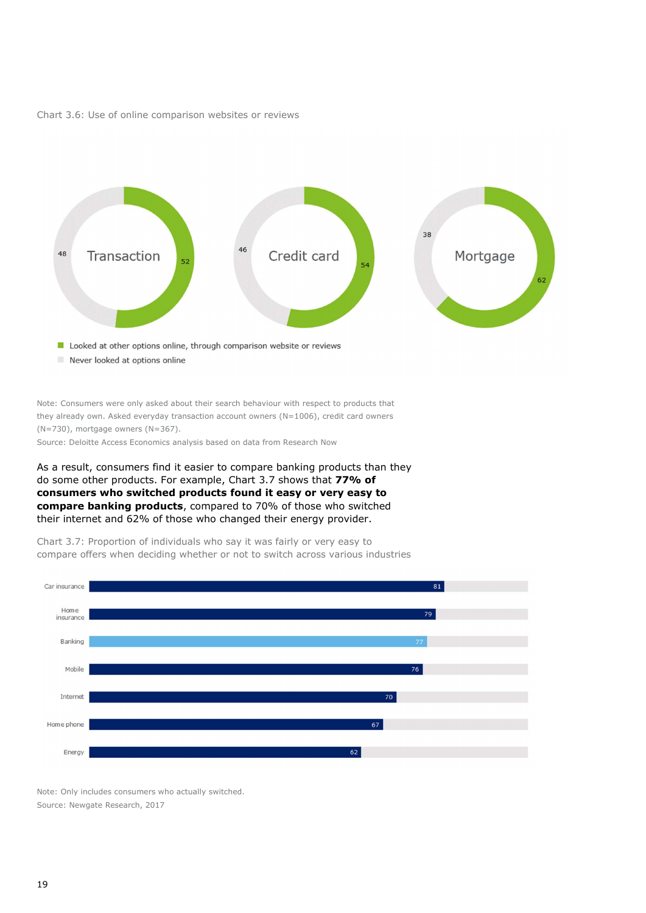Chart 3.6: Use of online comparison websites or reviews

| | Looked at other options online, through comparison website or reviews | Never looked at options online |
|---|---|---|
| Transaction | 52 | 48 |
| Credit card | 54 | 46 |
| Mortgage | 62 | 38 |

Note: Consumers were only asked about their search behaviour with respect to products that they already own. Asked everyday transaction account owners (N=1006), credit card owners (N=730), mortgage owners (N=367).
Source: Deloitte Access Economics analysis based on data from Research Now

As a result, consumers find it easier to compare banking products than they do some other products. For example, Chart 3.7 shows that **77% of consumers who switched products found it easy or very easy to compare banking products**, compared to 70% of those who switched their internet and 62% of those who changed their energy provider.

Chart 3.7: Proportion of individuals who say it was fairly or very easy to compare offers when deciding whether or not to switch across various industries

| Industry | % |
|---|---|
| Car insurance | 81 |
| Home insurance | 79 |
| Banking | 77 |
| Mobile | 76 |
| Internet | 70 |
| Home phone | 67 |
| Energy | 62 |

Note: Only includes consumers who actually switched.
Source: Newgate Research, 2017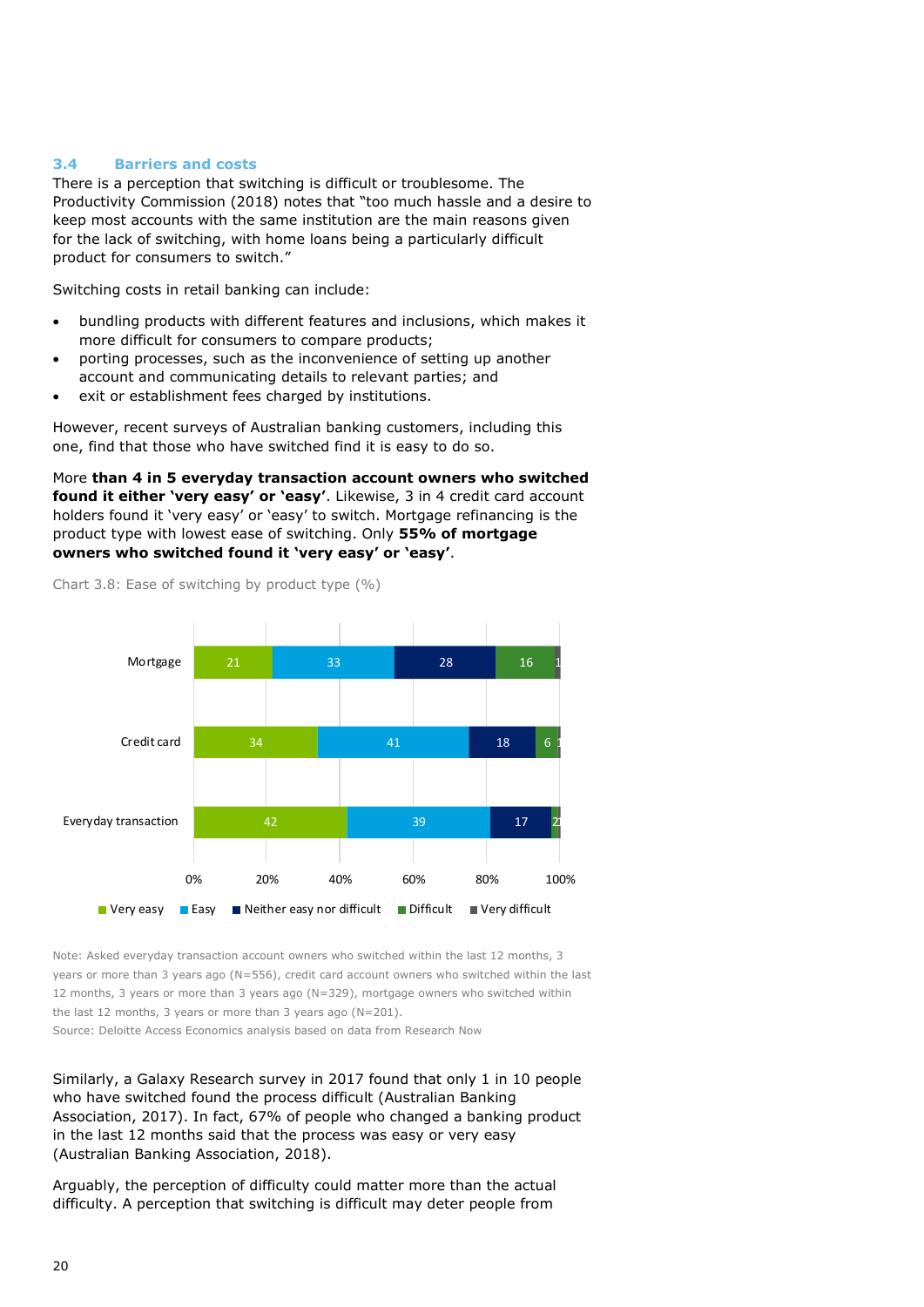### 3.4 Barriers and costs

There is a perception that switching is difficult or troublesome. The Productivity Commission (2018) notes that "too much hassle and a desire to keep most accounts with the same institution are the main reasons given for the lack of switching, with home loans being a particularly difficult product for consumers to switch."

Switching costs in retail banking can include:

- bundling products with different features and inclusions, which makes it more difficult for consumers to compare products;
- porting processes, such as the inconvenience of setting up another account and communicating details to relevant parties; and
- exit or establishment fees charged by institutions.

However, recent surveys of Australian banking customers, including this one, find that those who have switched find it easy to do so.

More **than 4 in 5 everyday transaction account owners who switched found it either 'very easy' or 'easy'**. Likewise, 3 in 4 credit card account holders found it 'very easy' or 'easy' to switch. Mortgage refinancing is the product type with lowest ease of switching. Only **55% of mortgage owners who switched found it 'very easy' or 'easy'**.

Chart 3.8: Ease of switching by product type (%)

| | Very easy | Easy | Neither easy nor difficult | Difficult | Very difficult |
|---|---|---|---|---|---|
| Mortgage | 21 | 33 | 28 | 16 | 1 |
| Credit card | 34 | 41 | 18 | 6 | 1 |
| Everyday transaction | 42 | 39 | 17 | 2 | 1 |

Note: Asked everyday transaction account owners who switched within the last 12 months, 3 years or more than 3 years ago (N=556), credit card account owners who switched within the last 12 months, 3 years or more than 3 years ago (N=329), mortgage owners who switched within the last 12 months, 3 years or more than 3 years ago (N=201).
Source: Deloitte Access Economics analysis based on data from Research Now

Similarly, a Galaxy Research survey in 2017 found that only 1 in 10 people who have switched found the process difficult (Australian Banking Association, 2017). In fact, 67% of people who changed a banking product in the last 12 months said that the process was easy or very easy (Australian Banking Association, 2018).

Arguably, the perception of difficulty could matter more than the actual difficulty. A perception that switching is difficult may deter people from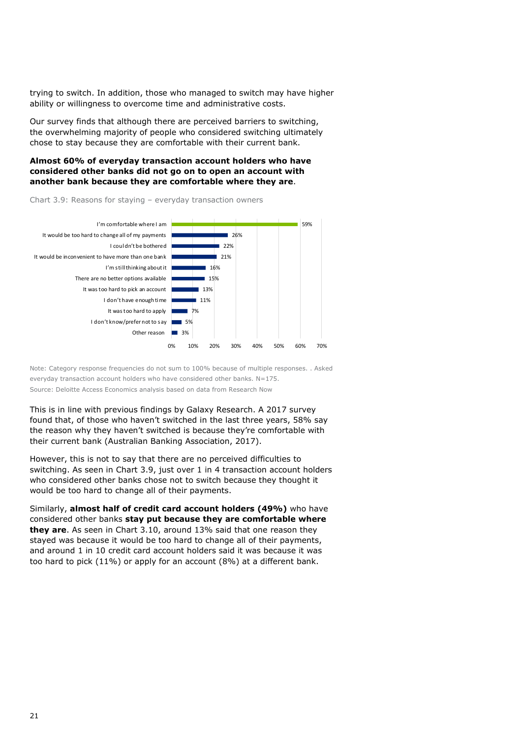trying to switch. In addition, those who managed to switch may have higher ability or willingness to overcome time and administrative costs.

Our survey finds that although there are perceived barriers to switching, the overwhelming majority of people who considered switching ultimately chose to stay because they are comfortable with their current bank.

**Almost 60% of everyday transaction account holders who have considered other banks did not go on to open an account with another bank because they are comfortable where they are**.

Chart 3.9: Reasons for staying – everyday transaction owners

| Reason | Share |
| --- | --- |
| I'm comfortable where I am | 59% |
| It would be too hard to change all of my payments | 26% |
| I couldn't be bothered | 22% |
| It would be inconvenient to have more than one bank | 21% |
| I'm still thinking about it | 16% |
| There are no better options available | 15% |
| It was too hard to pick an account | 13% |
| I don't have enough time | 11% |
| It was too hard to apply | 7% |
| I don't know/prefer not to say | 5% |
| Other reason | 3% |

Note: Category response frequencies do not sum to 100% because of multiple responses. . Asked everyday transaction account holders who have considered other banks. N=175.
Source: Deloitte Access Economics analysis based on data from Research Now

This is in line with previous findings by Galaxy Research. A 2017 survey found that, of those who haven't switched in the last three years, 58% say the reason why they haven't switched is because they're comfortable with their current bank (Australian Banking Association, 2017).

However, this is not to say that there are no perceived difficulties to switching. As seen in Chart 3.9, just over 1 in 4 transaction account holders who considered other banks chose not to switch because they thought it would be too hard to change all of their payments.

Similarly, **almost half of credit card account holders (49%)** who have considered other banks **stay put because they are comfortable where they are**. As seen in Chart 3.10, around 13% said that one reason they stayed was because it would be too hard to change all of their payments, and around 1 in 10 credit card account holders said it was because it was too hard to pick (11%) or apply for an account (8%) at a different bank.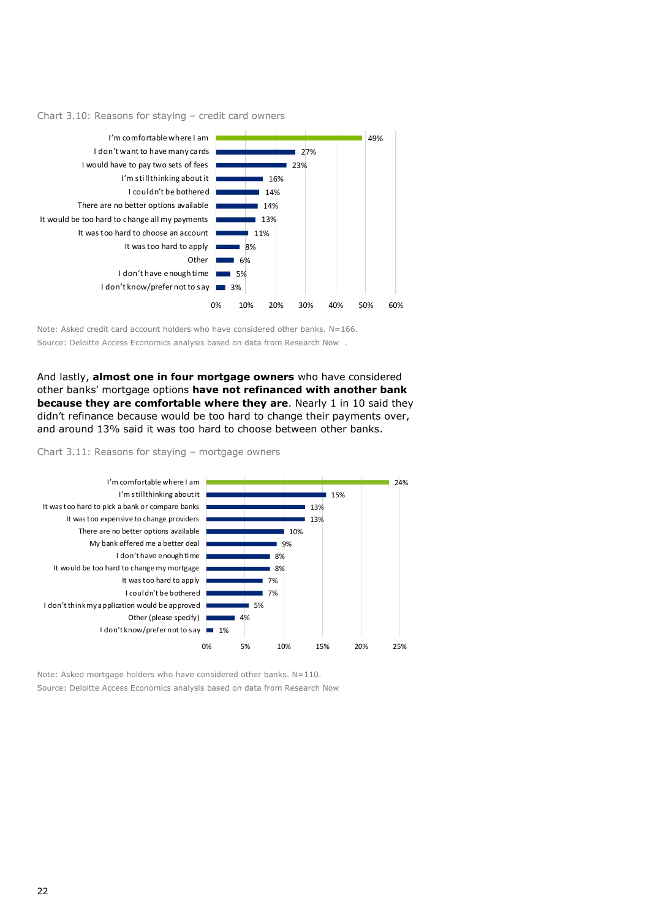Chart 3.10: Reasons for staying – credit card owners

| Reason | % |
|---|---|
| I'm comfortable where I am | 49% |
| I don't want to have many cards | 27% |
| I would have to pay two sets of fees | 23% |
| I'm still thinking about it | 16% |
| I couldn't be bothered | 14% |
| There are no better options available | 14% |
| It would be too hard to change all my payments | 13% |
| It was too hard to choose an account | 11% |
| It was too hard to apply | 8% |
| Other | 6% |
| I don't have enough time | 5% |
| I don't know/prefer not to say | 3% |

Note: Asked credit card account holders who have considered other banks. N=166.
Source: Deloitte Access Economics analysis based on data from Research Now .

And lastly, **almost one in four mortgage owners** who have considered other banks' mortgage options **have not refinanced with another bank because they are comfortable where they are**. Nearly 1 in 10 said they didn't refinance because would be too hard to change their payments over, and around 13% said it was too hard to choose between other banks.

Chart 3.11: Reasons for staying – mortgage owners

| Reason | % |
|---|---|
| I'm comfortable where I am | 24% |
| I'm still thinking about it | 15% |
| It was too hard to pick a bank or compare banks | 13% |
| It was too expensive to change providers | 13% |
| There are no better options available | 10% |
| My bank offered me a better deal | 9% |
| I don't have enough time | 8% |
| It would be too hard to change my mortgage | 8% |
| It was too hard to apply | 7% |
| I couldn't be bothered | 7% |
| I don't think my application would be approved | 5% |
| Other (please specify) | 4% |
| I don't know/prefer not to say | 1% |

Note: Asked mortgage holders who have considered other banks. N=110.
Source: Deloitte Access Economics analysis based on data from Research Now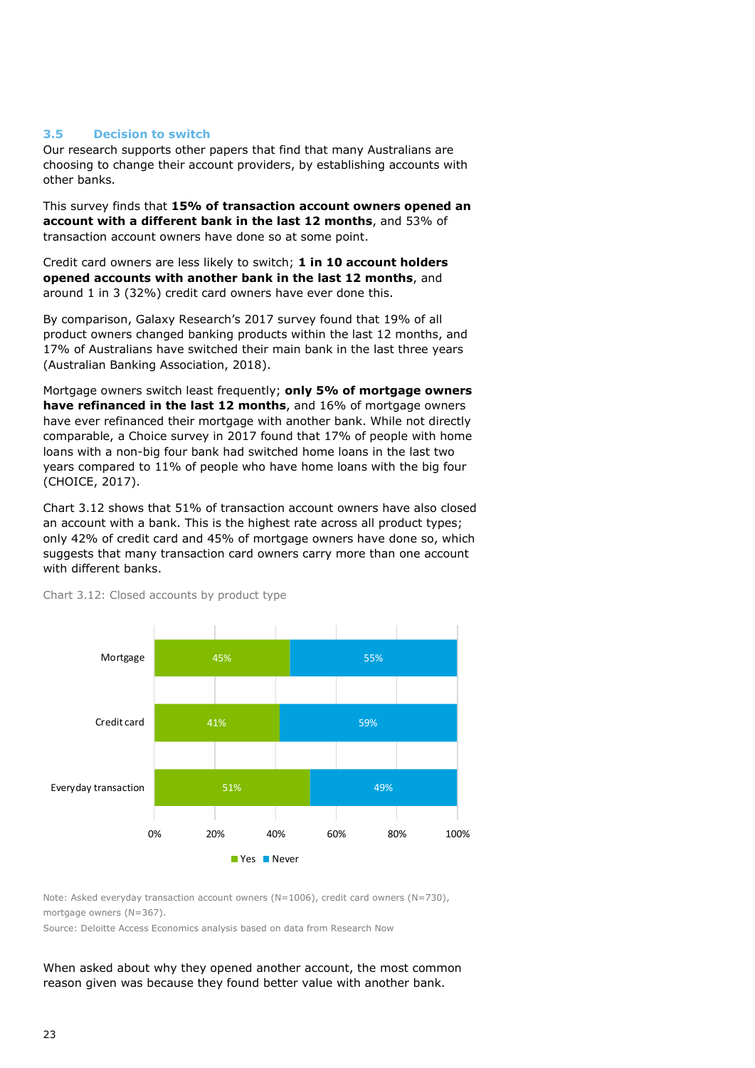### 3.5 Decision to switch

Our research supports other papers that find that many Australians are choosing to change their account providers, by establishing accounts with other banks.

This survey finds that **15% of transaction account owners opened an account with a different bank in the last 12 months**, and 53% of transaction account owners have done so at some point.

Credit card owners are less likely to switch; **1 in 10 account holders opened accounts with another bank in the last 12 months**, and around 1 in 3 (32%) credit card owners have ever done this.

By comparison, Galaxy Research's 2017 survey found that 19% of all product owners changed banking products within the last 12 months, and 17% of Australians have switched their main bank in the last three years (Australian Banking Association, 2018).

Mortgage owners switch least frequently; **only 5% of mortgage owners have refinanced in the last 12 months**, and 16% of mortgage owners have ever refinanced their mortgage with another bank. While not directly comparable, a Choice survey in 2017 found that 17% of people with home loans with a non-big four bank had switched home loans in the last two years compared to 11% of people who have home loans with the big four (CHOICE, 2017).

Chart 3.12 shows that 51% of transaction account owners have also closed an account with a bank. This is the highest rate across all product types; only 42% of credit card and 45% of mortgage owners have done so, which suggests that many transaction card owners carry more than one account with different banks.

Chart 3.12: Closed accounts by product type

| Product type | Yes | Never |
|---|---|---|
| Mortgage | 45% | 55% |
| Credit card | 41% | 59% |
| Everyday transaction | 51% | 49% |

Note: Asked everyday transaction account owners (N=1006), credit card owners (N=730), mortgage owners (N=367).

Source: Deloitte Access Economics analysis based on data from Research Now

When asked about why they opened another account, the most common reason given was because they found better value with another bank.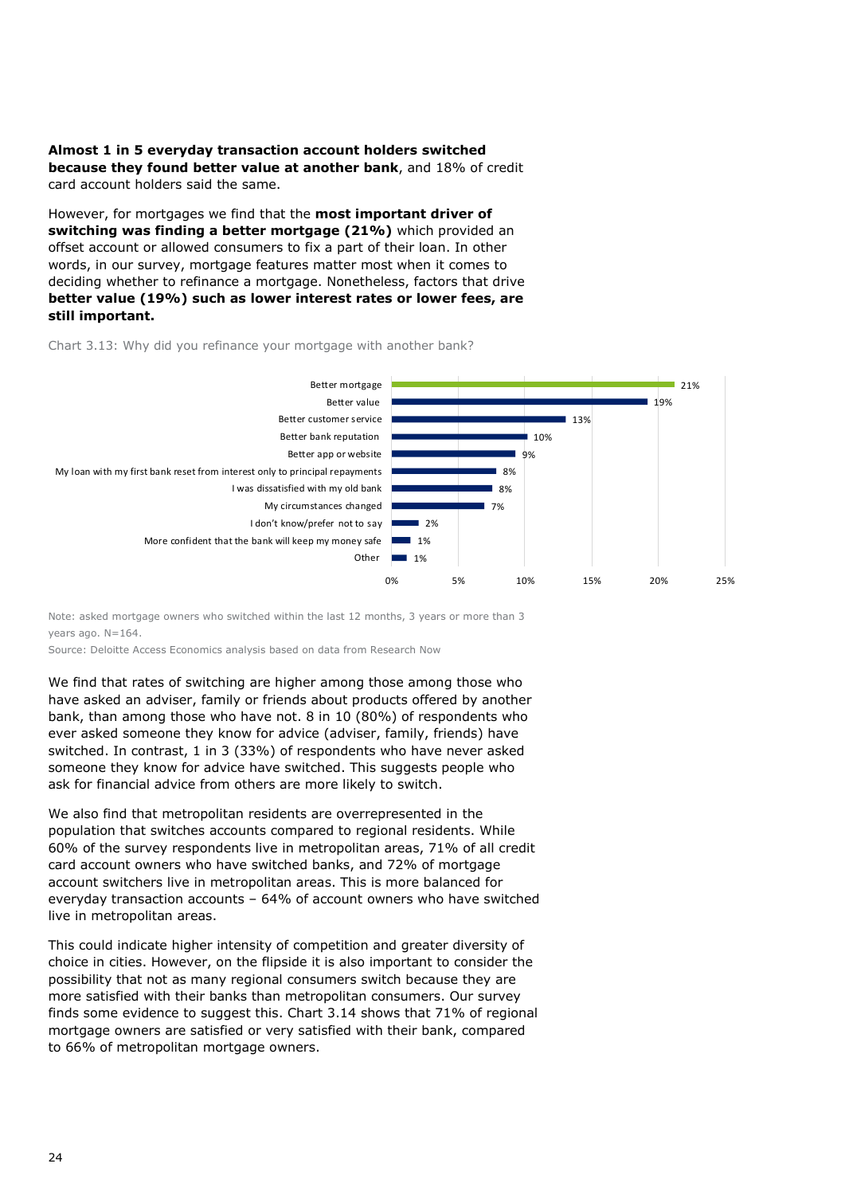**Almost 1 in 5 everyday transaction account holders switched because they found better value at another bank**, and 18% of credit card account holders said the same.

However, for mortgages we find that the **most important driver of switching was finding a better mortgage (21%)** which provided an offset account or allowed consumers to fix a part of their loan. In other words, in our survey, mortgage features matter most when it comes to deciding whether to refinance a mortgage. Nonetheless, factors that drive **better value (19%) such as lower interest rates or lower fees, are still important.**

Chart 3.13: Why did you refinance your mortgage with another bank?

| Reason | Share |
| --- | --- |
| Better mortgage | 21% |
| Better value | 19% |
| Better customer service | 13% |
| Better bank reputation | 10% |
| Better app or website | 9% |
| My loan with my first bank reset from interest only to principal repayments | 8% |
| I was dissatisfied with my old bank | 8% |
| My circumstances changed | 7% |
| I don't know/prefer not to say | 2% |
| More confident that the bank will keep my money safe | 1% |
| Other | 1% |

Note: asked mortgage owners who switched within the last 12 months, 3 years or more than 3 years ago. N=164.

Source: Deloitte Access Economics analysis based on data from Research Now

We find that rates of switching are higher among those among those who have asked an adviser, family or friends about products offered by another bank, than among those who have not. 8 in 10 (80%) of respondents who ever asked someone they know for advice (adviser, family, friends) have switched. In contrast, 1 in 3 (33%) of respondents who have never asked someone they know for advice have switched. This suggests people who ask for financial advice from others are more likely to switch.

We also find that metropolitan residents are overrepresented in the population that switches accounts compared to regional residents. While 60% of the survey respondents live in metropolitan areas, 71% of all credit card account owners who have switched banks, and 72% of mortgage account switchers live in metropolitan areas. This is more balanced for everyday transaction accounts – 64% of account owners who have switched live in metropolitan areas.

This could indicate higher intensity of competition and greater diversity of choice in cities. However, on the flipside it is also important to consider the possibility that not as many regional consumers switch because they are more satisfied with their banks than metropolitan consumers. Our survey finds some evidence to suggest this. Chart 3.14 shows that 71% of regional mortgage owners are satisfied or very satisfied with their bank, compared to 66% of metropolitan mortgage owners.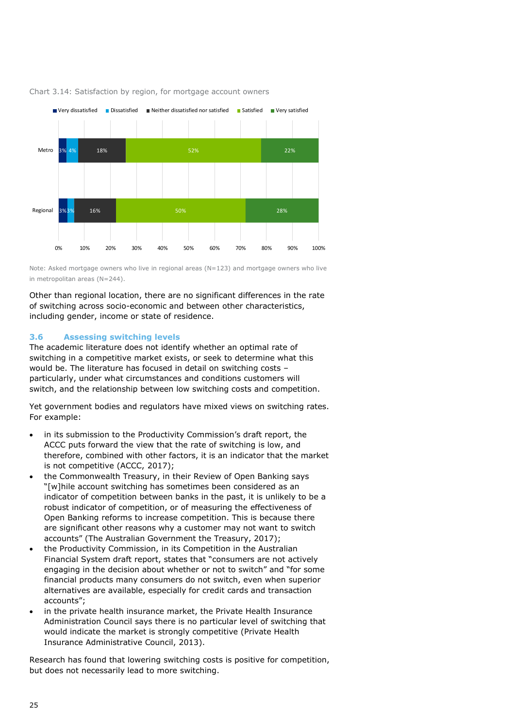Chart 3.14: Satisfaction by region, for mortgage account owners

| | Very dissatisfied | Dissatisfied | Neither dissatisfied nor satisfied | Satisfied | Very satisfied |
|---|---|---|---|---|---|
| Metro | 3% | 4% | 18% | 52% | 22% |
| Regional | 3% | 3% | 16% | 50% | 28% |

Note: Asked mortgage owners who live in regional areas (N=123) and mortgage owners who live in metropolitan areas (N=244).

Other than regional location, there are no significant differences in the rate of switching across socio-economic and between other characteristics, including gender, income or state of residence.

## 3.6 Assessing switching levels

The academic literature does not identify whether an optimal rate of switching in a competitive market exists, or seek to determine what this would be. The literature has focused in detail on switching costs – particularly, under what circumstances and conditions customers will switch, and the relationship between low switching costs and competition.

Yet government bodies and regulators have mixed views on switching rates. For example:

- in its submission to the Productivity Commission's draft report, the ACCC puts forward the view that the rate of switching is low, and therefore, combined with other factors, it is an indicator that the market is not competitive (ACCC, 2017);
- the Commonwealth Treasury, in their Review of Open Banking says "[w]hile account switching has sometimes been considered as an indicator of competition between banks in the past, it is unlikely to be a robust indicator of competition, or of measuring the effectiveness of Open Banking reforms to increase competition. This is because there are significant other reasons why a customer may not want to switch accounts" (The Australian Government the Treasury, 2017);
- the Productivity Commission, in its Competition in the Australian Financial System draft report, states that "consumers are not actively engaging in the decision about whether or not to switch" and "for some financial products many consumers do not switch, even when superior alternatives are available, especially for credit cards and transaction accounts";
- in the private health insurance market, the Private Health Insurance Administration Council says there is no particular level of switching that would indicate the market is strongly competitive (Private Health Insurance Administrative Council, 2013).

Research has found that lowering switching costs is positive for competition, but does not necessarily lead to more switching.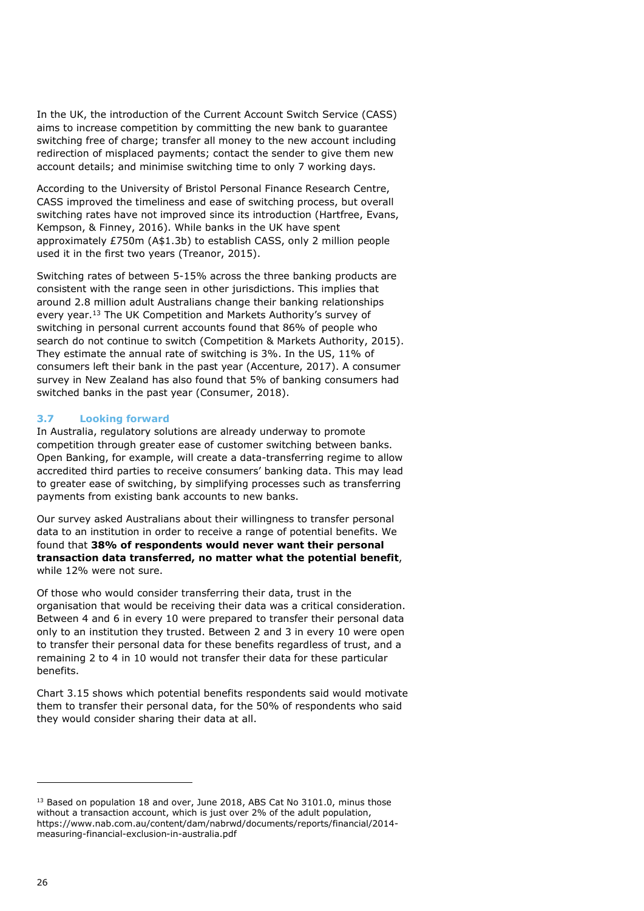In the UK, the introduction of the Current Account Switch Service (CASS) aims to increase competition by committing the new bank to guarantee switching free of charge; transfer all money to the new account including redirection of misplaced payments; contact the sender to give them new account details; and minimise switching time to only 7 working days.

According to the University of Bristol Personal Finance Research Centre, CASS improved the timeliness and ease of switching process, but overall switching rates have not improved since its introduction (Hartfree, Evans, Kempson, & Finney, 2016). While banks in the UK have spent approximately £750m (A$1.3b) to establish CASS, only 2 million people used it in the first two years (Treanor, 2015).

Switching rates of between 5-15% across the three banking products are consistent with the range seen in other jurisdictions. This implies that around 2.8 million adult Australians change their banking relationships every year.[13] The UK Competition and Markets Authority's survey of switching in personal current accounts found that 86% of people who search do not continue to switch (Competition & Markets Authority, 2015). They estimate the annual rate of switching is 3%. In the US, 11% of consumers left their bank in the past year (Accenture, 2017). A consumer survey in New Zealand has also found that 5% of banking consumers had switched banks in the past year (Consumer, 2018).

### 3.7 Looking forward

In Australia, regulatory solutions are already underway to promote competition through greater ease of customer switching between banks. Open Banking, for example, will create a data-transferring regime to allow accredited third parties to receive consumers' banking data. This may lead to greater ease of switching, by simplifying processes such as transferring payments from existing bank accounts to new banks.

Our survey asked Australians about their willingness to transfer personal data to an institution in order to receive a range of potential benefits. We found that **38% of respondents would never want their personal transaction data transferred, no matter what the potential benefit**, while 12% were not sure.

Of those who would consider transferring their data, trust in the organisation that would be receiving their data was a critical consideration. Between 4 and 6 in every 10 were prepared to transfer their personal data only to an institution they trusted. Between 2 and 3 in every 10 were open to transfer their personal data for these benefits regardless of trust, and a remaining 2 to 4 in 10 would not transfer their data for these particular benefits.

Chart 3.15 shows which potential benefits respondents said would motivate them to transfer their personal data, for the 50% of respondents who said they would consider sharing their data at all.

---

[13] Based on population 18 and over, June 2018, ABS Cat No 3101.0, minus those without a transaction account, which is just over 2% of the adult population, https://www.nab.com.au/content/dam/nabrwd/documents/reports/financial/2014-measuring-financial-exclusion-in-australia.pdf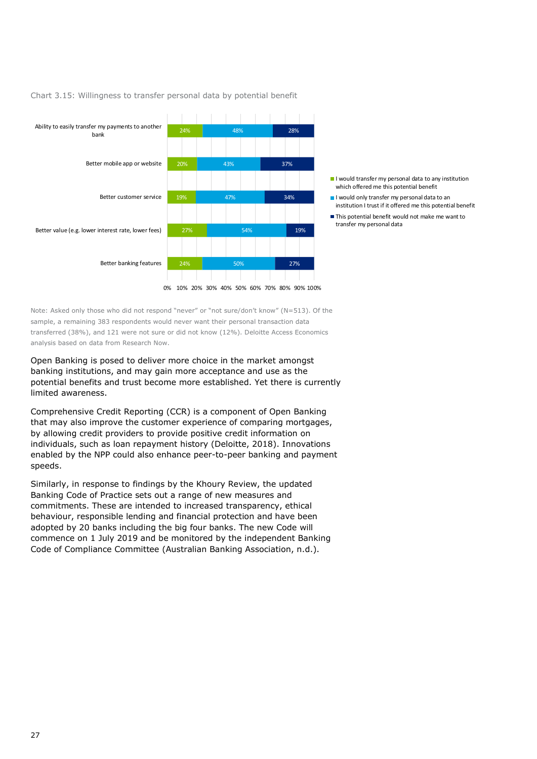Chart 3.15: Willingness to transfer personal data by potential benefit

| Potential benefit | I would transfer my personal data to any institution which offered me this potential benefit | I would only transfer my personal data to an institution I trust if it offered me this potential benefit | This potential benefit would not make me want to transfer my personal data |
| --- | --- | --- | --- |
| Ability to easily transfer my payments to another bank | 24% | 48% | 28% |
| Better mobile app or website | 20% | 43% | 37% |
| Better customer service | 19% | 47% | 34% |
| Better value (e.g. lower interest rate, lower fees) | 27% | 54% | 19% |
| Better banking features | 24% | 50% | 27% |

Note: Asked only those who did not respond "never" or "not sure/don't know" (N=513). Of the sample, a remaining 383 respondents would never want their personal transaction data transferred (38%), and 121 were not sure or did not know (12%). Deloitte Access Economics analysis based on data from Research Now.

Open Banking is posed to deliver more choice in the market amongst banking institutions, and may gain more acceptance and use as the potential benefits and trust become more established. Yet there is currently limited awareness.

Comprehensive Credit Reporting (CCR) is a component of Open Banking that may also improve the customer experience of comparing mortgages, by allowing credit providers to provide positive credit information on individuals, such as loan repayment history (Deloitte, 2018). Innovations enabled by the NPP could also enhance peer-to-peer banking and payment speeds.

Similarly, in response to findings by the Khoury Review, the updated Banking Code of Practice sets out a range of new measures and commitments. These are intended to increased transparency, ethical behaviour, responsible lending and financial protection and have been adopted by 20 banks including the big four banks. The new Code will commence on 1 July 2019 and be monitored by the independent Banking Code of Compliance Committee (Australian Banking Association, n.d.).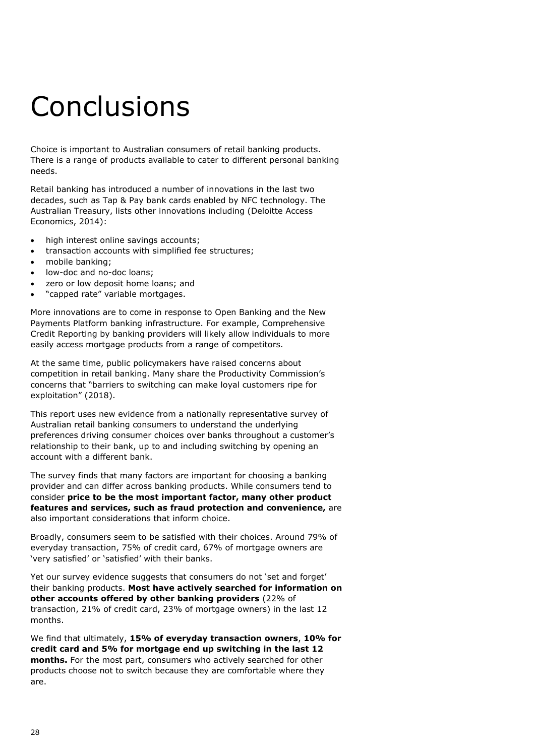# Conclusions

Choice is important to Australian consumers of retail banking products. There is a range of products available to cater to different personal banking needs.

Retail banking has introduced a number of innovations in the last two decades, such as Tap & Pay bank cards enabled by NFC technology. The Australian Treasury, lists other innovations including (Deloitte Access Economics, 2014):

- high interest online savings accounts;
- transaction accounts with simplified fee structures;
- mobile banking;
- low-doc and no-doc loans;
- zero or low deposit home loans; and
- "capped rate" variable mortgages.

More innovations are to come in response to Open Banking and the New Payments Platform banking infrastructure. For example, Comprehensive Credit Reporting by banking providers will likely allow individuals to more easily access mortgage products from a range of competitors.

At the same time, public policymakers have raised concerns about competition in retail banking. Many share the Productivity Commission's concerns that "barriers to switching can make loyal customers ripe for exploitation" (2018).

This report uses new evidence from a nationally representative survey of Australian retail banking consumers to understand the underlying preferences driving consumer choices over banks throughout a customer's relationship to their bank, up to and including switching by opening an account with a different bank.

The survey finds that many factors are important for choosing a banking provider and can differ across banking products. While consumers tend to consider **price to be the most important factor, many other product features and services, such as fraud protection and convenience,** are also important considerations that inform choice.

Broadly, consumers seem to be satisfied with their choices. Around 79% of everyday transaction, 75% of credit card, 67% of mortgage owners are 'very satisfied' or 'satisfied' with their banks.

Yet our survey evidence suggests that consumers do not 'set and forget' their banking products. **Most have actively searched for information on other accounts offered by other banking providers** (22% of transaction, 21% of credit card, 23% of mortgage owners) in the last 12 months.

We find that ultimately, **15% of everyday transaction owners**, **10% for credit card and 5% for mortgage end up switching in the last 12 months.** For the most part, consumers who actively searched for other products choose not to switch because they are comfortable where they are.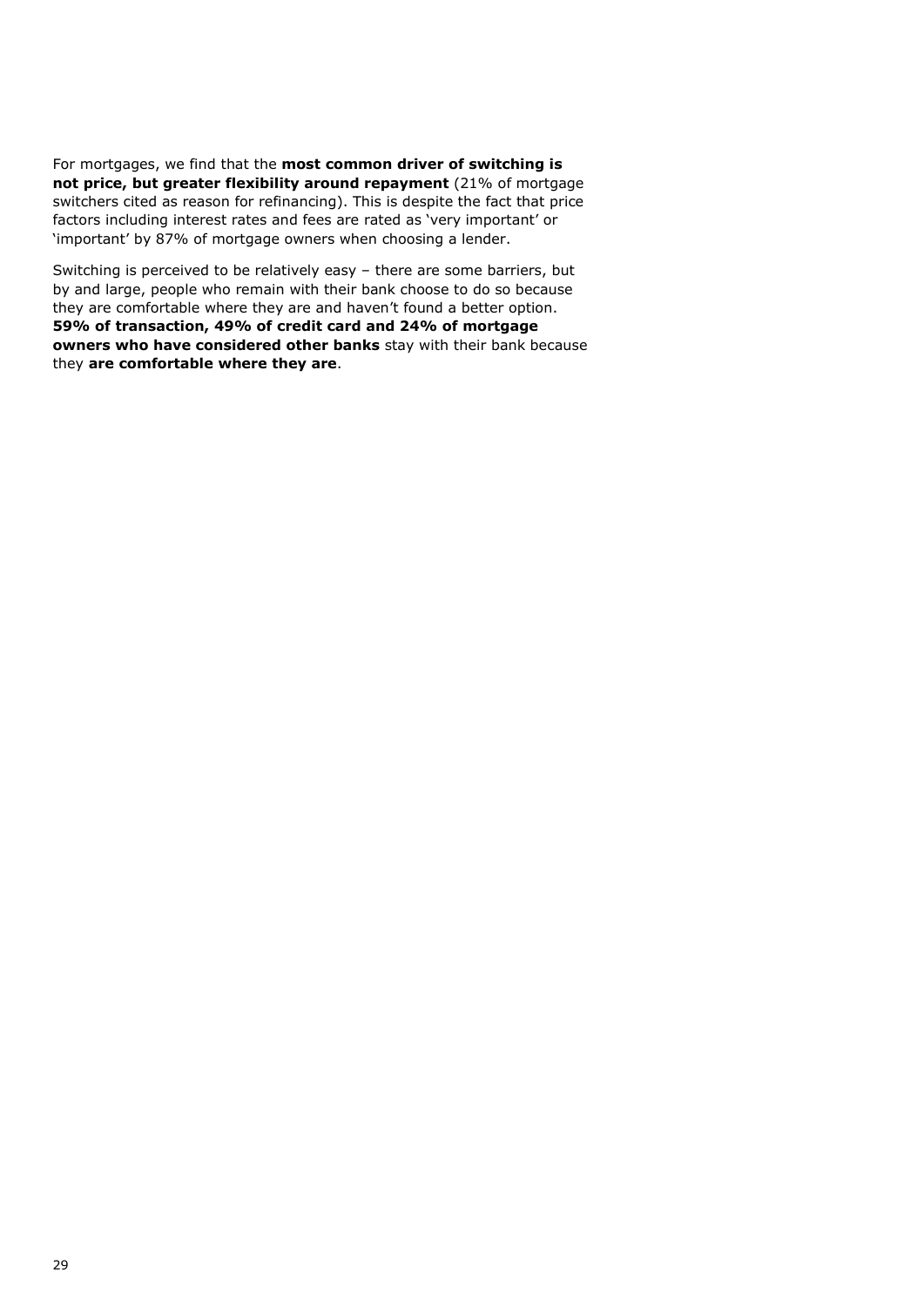For mortgages, we find that the **most common driver of switching is not price, but greater flexibility around repayment** (21% of mortgage switchers cited as reason for refinancing). This is despite the fact that price factors including interest rates and fees are rated as 'very important' or 'important' by 87% of mortgage owners when choosing a lender.

Switching is perceived to be relatively easy – there are some barriers, but by and large, people who remain with their bank choose to do so because they are comfortable where they are and haven't found a better option. **59% of transaction, 49% of credit card and 24% of mortgage owners who have considered other banks** stay with their bank because they **are comfortable where they are**.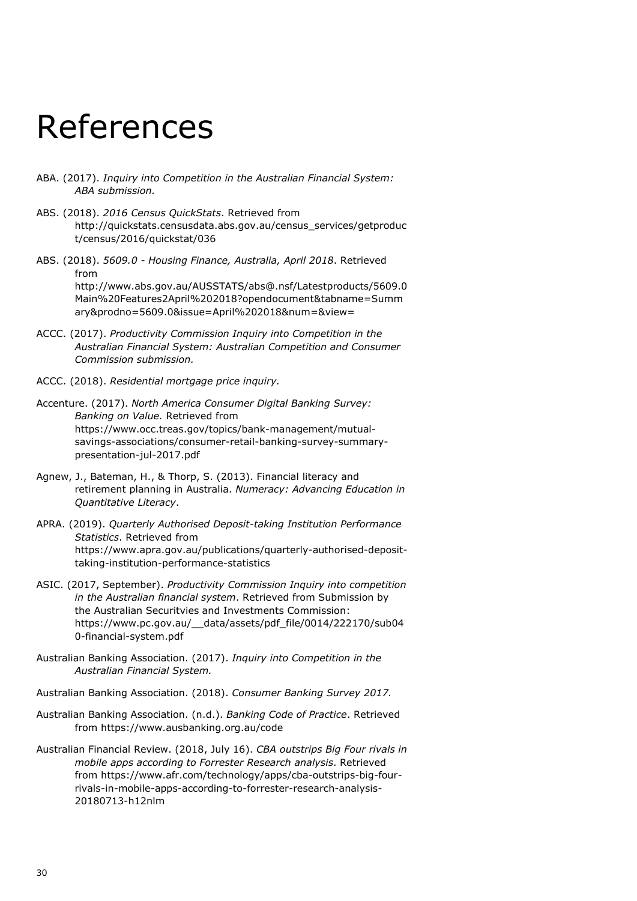# References

ABA. (2017). *Inquiry into Competition in the Australian Financial System: ABA submission.*

ABS. (2018). *2016 Census QuickStats*. Retrieved from http://quickstats.censusdata.abs.gov.au/census_services/getproduct/census/2016/quickstat/036

ABS. (2018). *5609.0 - Housing Finance, Australia, April 2018*. Retrieved from http://www.abs.gov.au/AUSSTATS/abs@.nsf/Latestproducts/5609.0Main%20Features2April%202018?opendocument&tabname=Summary&prodno=5609.0&issue=April%202018&num=&view=

ACCC. (2017). *Productivity Commission Inquiry into Competition in the Australian Financial System: Australian Competition and Consumer Commission submission.*

ACCC. (2018). *Residential mortgage price inquiry.*

Accenture. (2017). *North America Consumer Digital Banking Survey: Banking on Value.* Retrieved from https://www.occ.treas.gov/topics/bank-management/mutual-savings-associations/consumer-retail-banking-survey-summary-presentation-jul-2017.pdf

Agnew, J., Bateman, H., & Thorp, S. (2013). Financial literacy and retirement planning in Australia. *Numeracy: Advancing Education in Quantitative Literacy*.

APRA. (2019). *Quarterly Authorised Deposit-taking Institution Performance Statistics*. Retrieved from https://www.apra.gov.au/publications/quarterly-authorised-deposit-taking-institution-performance-statistics

ASIC. (2017, September). *Productivity Commission Inquiry into competition in the Australian financial system*. Retrieved from Submission by the Australian Securitvies and Investments Commission: https://www.pc.gov.au/__data/assets/pdf_file/0014/222170/sub040-financial-system.pdf

Australian Banking Association. (2017). *Inquiry into Competition in the Australian Financial System.*

Australian Banking Association. (2018). *Consumer Banking Survey 2017.*

Australian Banking Association. (n.d.). *Banking Code of Practice*. Retrieved from https://www.ausbanking.org.au/code

Australian Financial Review. (2018, July 16). *CBA outstrips Big Four rivals in mobile apps according to Forrester Research analysis*. Retrieved from https://www.afr.com/technology/apps/cba-outstrips-big-four-rivals-in-mobile-apps-according-to-forrester-research-analysis-20180713-h12nlm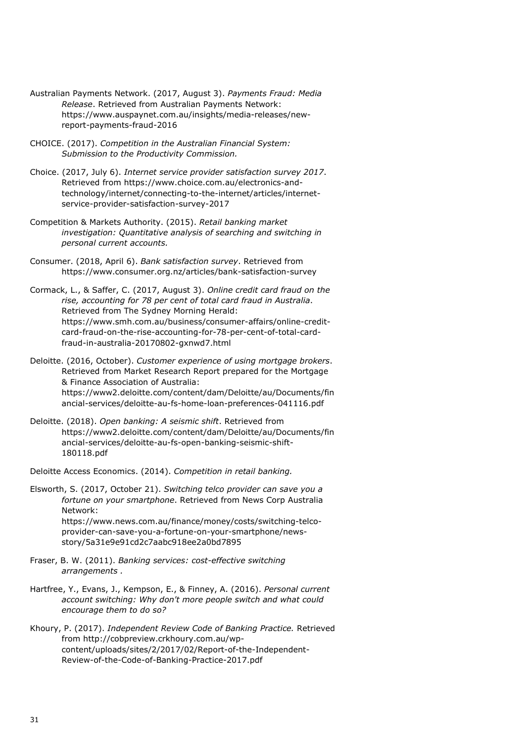Australian Payments Network. (2017, August 3). *Payments Fraud: Media Release*. Retrieved from Australian Payments Network: https://www.auspaynet.com.au/insights/media-releases/new-report-payments-fraud-2016

CHOICE. (2017). *Competition in the Australian Financial System: Submission to the Productivity Commission.*

Choice. (2017, July 6). *Internet service provider satisfaction survey 2017*. Retrieved from https://www.choice.com.au/electronics-and-technology/internet/connecting-to-the-internet/articles/internet-service-provider-satisfaction-survey-2017

Competition & Markets Authority. (2015). *Retail banking market investigation: Quantitative analysis of searching and switching in personal current accounts.*

Consumer. (2018, April 6). *Bank satisfaction survey*. Retrieved from https://www.consumer.org.nz/articles/bank-satisfaction-survey

Cormack, L., & Saffer, C. (2017, August 3). *Online credit card fraud on the rise, accounting for 78 per cent of total card fraud in Australia*. Retrieved from The Sydney Morning Herald: https://www.smh.com.au/business/consumer-affairs/online-credit-card-fraud-on-the-rise-accounting-for-78-per-cent-of-total-card-fraud-in-australia-20170802-gxnwd7.html

Deloitte. (2016, October). *Customer experience of using mortgage brokers*. Retrieved from Market Research Report prepared for the Mortgage & Finance Association of Australia: https://www2.deloitte.com/content/dam/Deloitte/au/Documents/financial-services/deloitte-au-fs-home-loan-preferences-041116.pdf

Deloitte. (2018). *Open banking: A seismic shift*. Retrieved from https://www2.deloitte.com/content/dam/Deloitte/au/Documents/financial-services/deloitte-au-fs-open-banking-seismic-shift-180118.pdf

Deloitte Access Economics. (2014). *Competition in retail banking.*

Elsworth, S. (2017, October 21). *Switching telco provider can save you a fortune on your smartphone*. Retrieved from News Corp Australia Network: https://www.news.com.au/finance/money/costs/switching-telco-provider-can-save-you-a-fortune-on-your-smartphone/news-story/5a31e9e91cd2c7aabc918ee2a0bd7895

Fraser, B. W. (2011). *Banking services: cost-effective switching arrangements .*

Hartfree, Y., Evans, J., Kempson, E., & Finney, A. (2016). *Personal current account switching: Why don't more people switch and what could encourage them to do so?*

Khoury, P. (2017). *Independent Review Code of Banking Practice.* Retrieved from http://cobpreview.crkhoury.com.au/wp-content/uploads/sites/2/2017/02/Report-of-the-Independent-Review-of-the-Code-of-Banking-Practice-2017.pdf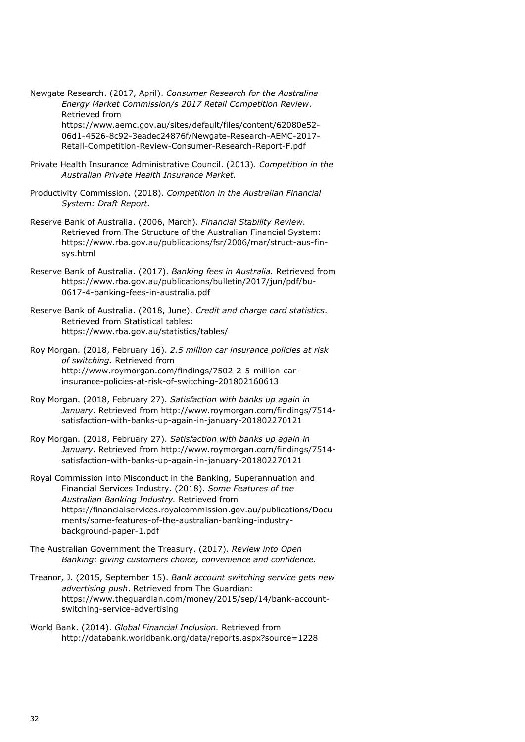Newgate Research. (2017, April). *Consumer Research for the Australina Energy Market Commission/s 2017 Retail Competition Review*. Retrieved from https://www.aemc.gov.au/sites/default/files/content/62080e52-06d1-4526-8c92-3eadec24876f/Newgate-Research-AEMC-2017-Retail-Competition-Review-Consumer-Research-Report-F.pdf

Private Health Insurance Administrative Council. (2013). *Competition in the Australian Private Health Insurance Market.*

Productivity Commission. (2018). *Competition in the Australian Financial System: Draft Report.*

Reserve Bank of Australia. (2006, March). *Financial Stability Review*. Retrieved from The Structure of the Australian Financial System: https://www.rba.gov.au/publications/fsr/2006/mar/struct-aus-fin-sys.html

Reserve Bank of Australia. (2017). *Banking fees in Australia.* Retrieved from https://www.rba.gov.au/publications/bulletin/2017/jun/pdf/bu-0617-4-banking-fees-in-australia.pdf

Reserve Bank of Australia. (2018, June). *Credit and charge card statistics*. Retrieved from Statistical tables: https://www.rba.gov.au/statistics/tables/

Roy Morgan. (2018, February 16). *2.5 million car insurance policies at risk of switching*. Retrieved from http://www.roymorgan.com/findings/7502-2-5-million-car-insurance-policies-at-risk-of-switching-201802160613

Roy Morgan. (2018, February 27). *Satisfaction with banks up again in January*. Retrieved from http://www.roymorgan.com/findings/7514-satisfaction-with-banks-up-again-in-january-201802270121

Roy Morgan. (2018, February 27). *Satisfaction with banks up again in January*. Retrieved from http://www.roymorgan.com/findings/7514-satisfaction-with-banks-up-again-in-january-201802270121

Royal Commission into Misconduct in the Banking, Superannuation and Financial Services Industry. (2018). *Some Features of the Australian Banking Industry.* Retrieved from https://financialservices.royalcommission.gov.au/publications/Documents/some-features-of-the-australian-banking-industry-background-paper-1.pdf

The Australian Government the Treasury. (2017). *Review into Open Banking: giving customers choice, convenience and confidence.*

Treanor, J. (2015, September 15). *Bank account switching service gets new advertising push*. Retrieved from The Guardian: https://www.theguardian.com/money/2015/sep/14/bank-account-switching-service-advertising

World Bank. (2014). *Global Financial Inclusion.* Retrieved from http://databank.worldbank.org/data/reports.aspx?source=1228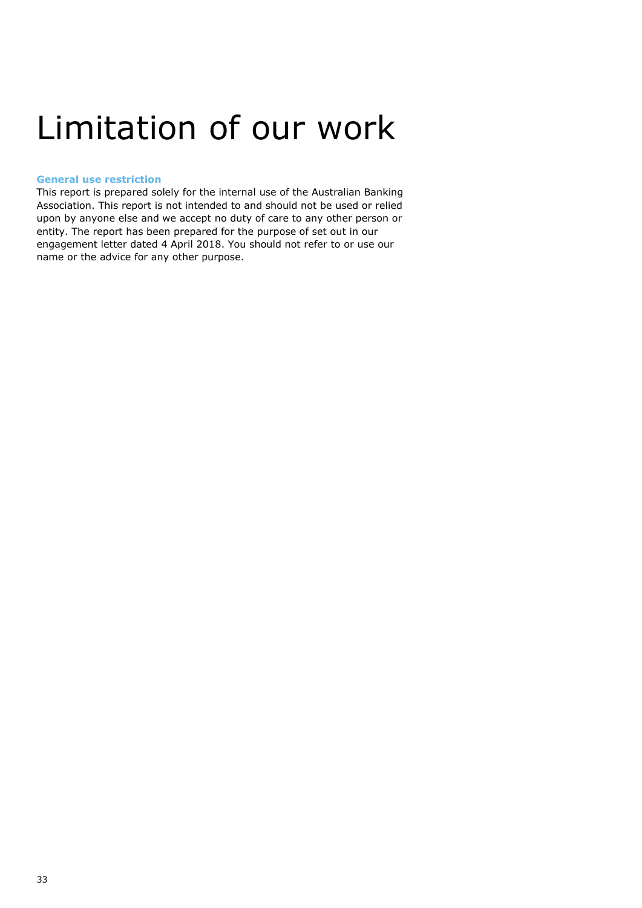# Limitation of our work

**General use restriction**

This report is prepared solely for the internal use of the Australian Banking Association. This report is not intended to and should not be used or relied upon by anyone else and we accept no duty of care to any other person or entity. The report has been prepared for the purpose of set out in our engagement letter dated 4 April 2018. You should not refer to or use our name or the advice for any other purpose.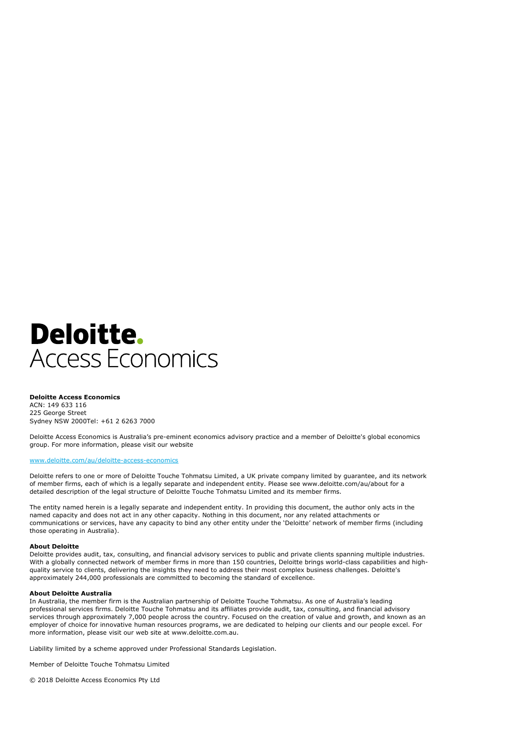**Deloitte.**
Access Economics

**Deloitte Access Economics**
ACN: 149 633 116
225 George Street
Sydney NSW 2000Tel: +61 2 6263 7000

Deloitte Access Economics is Australia's pre-eminent economics advisory practice and a member of Deloitte's global economics group. For more information, please visit our website

www.deloitte.com/au/deloitte-access-economics

Deloitte refers to one or more of Deloitte Touche Tohmatsu Limited, a UK private company limited by guarantee, and its network of member firms, each of which is a legally separate and independent entity. Please see www.deloitte.com/au/about for a detailed description of the legal structure of Deloitte Touche Tohmatsu Limited and its member firms.

The entity named herein is a legally separate and independent entity. In providing this document, the author only acts in the named capacity and does not act in any other capacity. Nothing in this document, nor any related attachments or communications or services, have any capacity to bind any other entity under the 'Deloitte' network of member firms (including those operating in Australia).

**About Deloitte**
Deloitte provides audit, tax, consulting, and financial advisory services to public and private clients spanning multiple industries. With a globally connected network of member firms in more than 150 countries, Deloitte brings world-class capabilities and high-quality service to clients, delivering the insights they need to address their most complex business challenges. Deloitte's approximately 244,000 professionals are committed to becoming the standard of excellence.

**About Deloitte Australia**
In Australia, the member firm is the Australian partnership of Deloitte Touche Tohmatsu. As one of Australia's leading professional services firms. Deloitte Touche Tohmatsu and its affiliates provide audit, tax, consulting, and financial advisory services through approximately 7,000 people across the country. Focused on the creation of value and growth, and known as an employer of choice for innovative human resources programs, we are dedicated to helping our clients and our people excel. For more information, please visit our web site at www.deloitte.com.au.

Liability limited by a scheme approved under Professional Standards Legislation.

Member of Deloitte Touche Tohmatsu Limited

© 2018 Deloitte Access Economics Pty Ltd